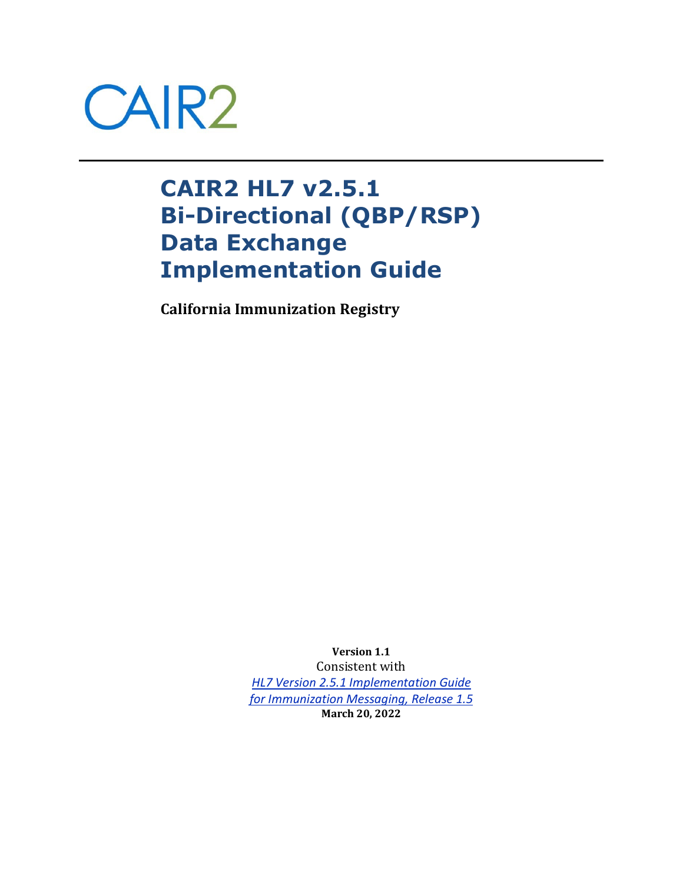CAIR2

# CAIR2 HL7 v2.5.1 Bi-Directional (QBP/RSP) Data Exchange Implementation Guide

**California Immunization Registry**

**Version 1.1**

Consistent with

*HL7 Version 2.5.1 Implementation Guide for Immunization Messaging, Release 1.5*

**March 20, 2022**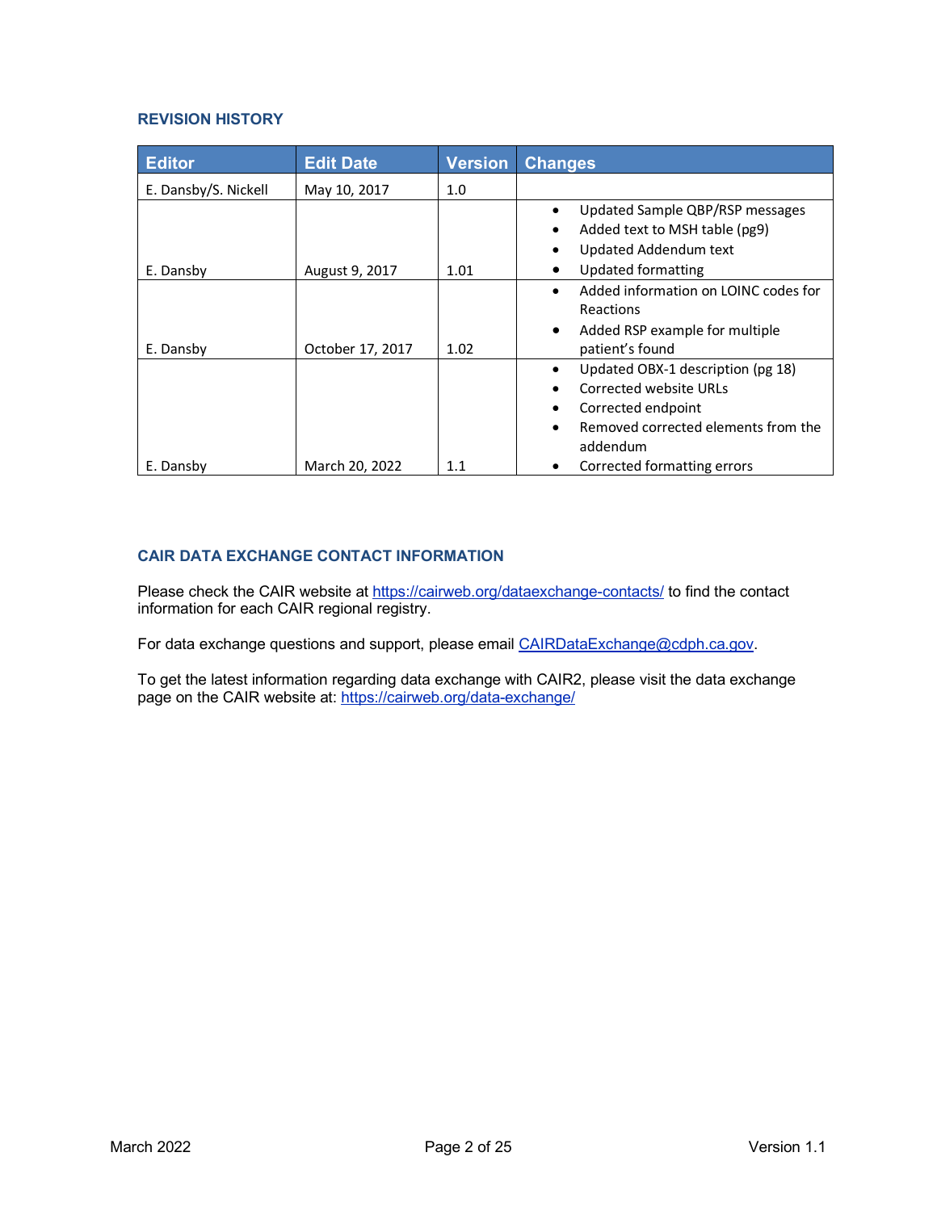## REVISION HISTORY

| Editor | Edit Date | Version | Changes |
|---|---|---|---|
| E. Dansby/S. Nickell | May 10, 2017 | 1.0 | |
| E. Dansby | August 9, 2017 | 1.01 | • Updated Sample QBP/RSP messages<br>• Added text to MSH table (pg9)<br>• Updated Addendum text<br>• Updated formatting |
| E. Dansby | October 17, 2017 | 1.02 | • Added information on LOINC codes for Reactions<br>• Added RSP example for multiple patient's found |
| E. Dansby | March 20, 2022 | 1.1 | • Updated OBX-1 description (pg 18)<br>• Corrected website URLs<br>• Corrected endpoint<br>• Removed corrected elements from the addendum<br>• Corrected formatting errors |

## CAIR DATA EXCHANGE CONTACT INFORMATION

Please check the CAIR website at https://cairweb.org/dataexchange-contacts/ to find the contact information for each CAIR regional registry.

For data exchange questions and support, please email CAIRDataExchange@cdph.ca.gov.

To get the latest information regarding data exchange with CAIR2, please visit the data exchange page on the CAIR website at: https://cairweb.org/data-exchange/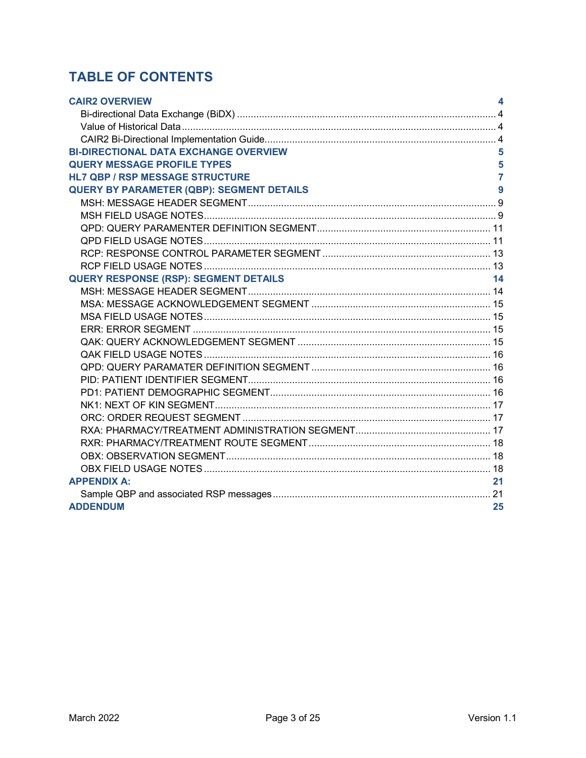# TABLE OF CONTENTS

**CAIR2 OVERVIEW** 4
- Bi-directional Data Exchange (BiDX) 4
- Value of Historical Data 4
- CAIR2 Bi-Directional Implementation Guide 4

**BI-DIRECTIONAL DATA EXCHANGE OVERVIEW** 5

**QUERY MESSAGE PROFILE TYPES** 5

**HL7 QBP / RSP MESSAGE STRUCTURE** 7

**QUERY BY PARAMETER (QBP): SEGMENT DETAILS** 9
- MSH: MESSAGE HEADER SEGMENT 9
- MSH FIELD USAGE NOTES 9
- QPD: QUERY PARAMENTER DEFINITION SEGMENT 11
- QPD FIELD USAGE NOTES 11
- RCP: RESPONSE CONTROL PARAMETER SEGMENT 13
- RCP FIELD USAGE NOTES 13

**QUERY RESPONSE (RSP): SEGMENT DETAILS** 14
- MSH: MESSAGE HEADER SEGMENT 14
- MSA: MESSAGE ACKNOWLEDGEMENT SEGMENT 15
- MSA FIELD USAGE NOTES 15
- ERR: ERROR SEGMENT 15
- QAK: QUERY ACKNOWLEDGEMENT SEGMENT 15
- QAK FIELD USAGE NOTES 16
- QPD: QUERY PARAMATER DEFINITION SEGMENT 16
- PID: PATIENT IDENTIFIER SEGMENT 16
- PD1: PATIENT DEMOGRAPHIC SEGMENT 16
- NK1: NEXT OF KIN SEGMENT 17
- ORC: ORDER REQUEST SEGMENT 17
- RXA: PHARMACY/TREATMENT ADMINISTRATION SEGMENT 17
- RXR: PHARMACY/TREATMENT ROUTE SEGMENT 18
- OBX: OBSERVATION SEGMENT 18
- OBX FIELD USAGE NOTES 18

**APPENDIX A:** 21
- Sample QBP and associated RSP messages 21

**ADDENDUM** 25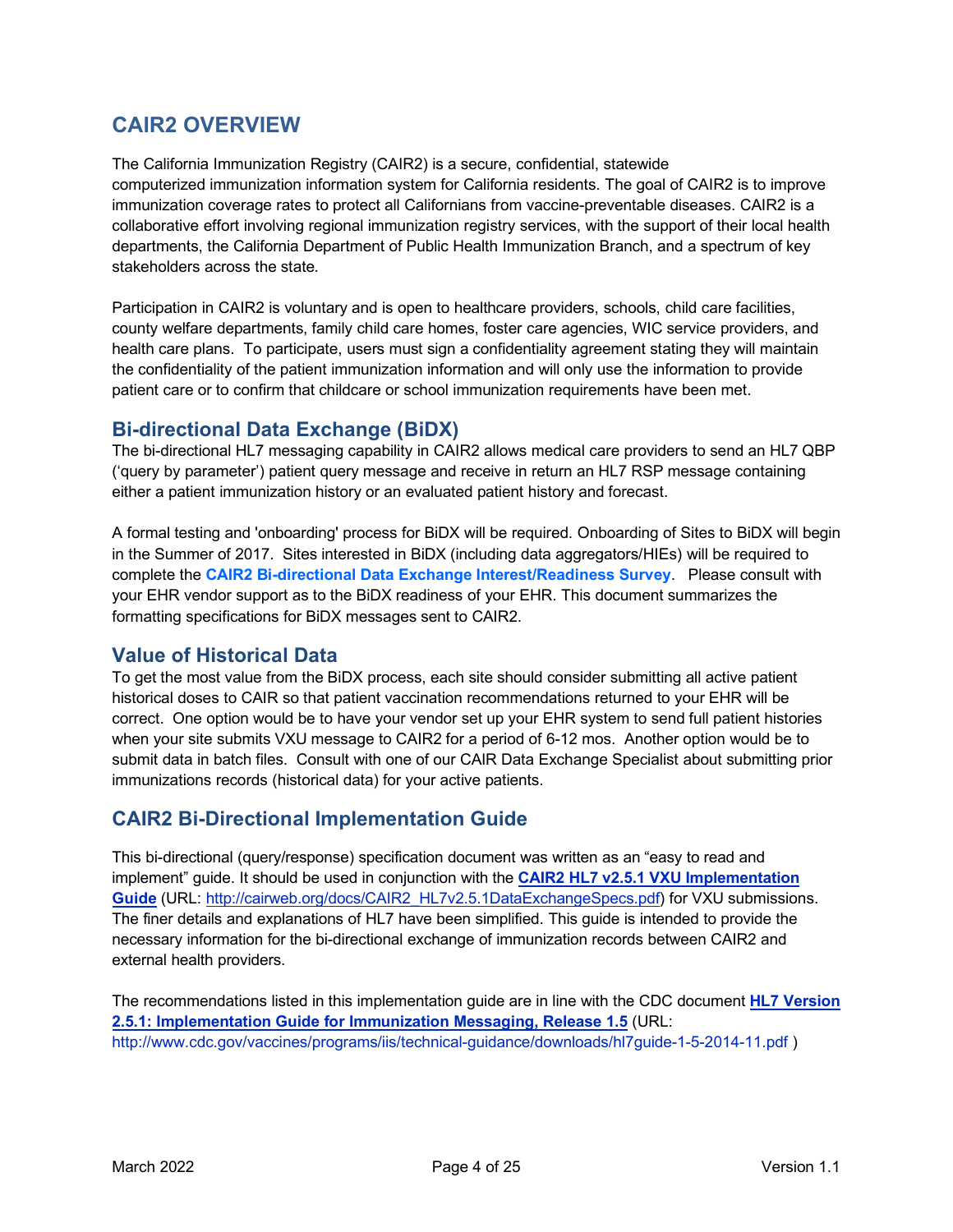# CAIR2 OVERVIEW

The California Immunization Registry (CAIR2) is a secure, confidential, statewide computerized immunization information system for California residents. The goal of CAIR2 is to improve immunization coverage rates to protect all Californians from vaccine-preventable diseases. CAIR2 is a collaborative effort involving regional immunization registry services, with the support of their local health departments, the California Department of Public Health Immunization Branch, and a spectrum of key stakeholders across the state.

Participation in CAIR2 is voluntary and is open to healthcare providers, schools, child care facilities, county welfare departments, family child care homes, foster care agencies, WIC service providers, and health care plans. To participate, users must sign a confidentiality agreement stating they will maintain the confidentiality of the patient immunization information and will only use the information to provide patient care or to confirm that childcare or school immunization requirements have been met.

## Bi-directional Data Exchange (BiDX)

The bi-directional HL7 messaging capability in CAIR2 allows medical care providers to send an HL7 QBP ('query by parameter') patient query message and receive in return an HL7 RSP message containing either a patient immunization history or an evaluated patient history and forecast.

A formal testing and 'onboarding' process for BiDX will be required. Onboarding of Sites to BiDX will begin in the Summer of 2017. Sites interested in BiDX (including data aggregators/HIEs) will be required to complete the **CAIR2 Bi-directional Data Exchange Interest/Readiness Survey**. Please consult with your EHR vendor support as to the BiDX readiness of your EHR. This document summarizes the formatting specifications for BiDX messages sent to CAIR2.

## Value of Historical Data

To get the most value from the BiDX process, each site should consider submitting all active patient historical doses to CAIR so that patient vaccination recommendations returned to your EHR will be correct. One option would be to have your vendor set up your EHR system to send full patient histories when your site submits VXU message to CAIR2 for a period of 6-12 mos. Another option would be to submit data in batch files. Consult with one of our CAIR Data Exchange Specialist about submitting prior immunizations records (historical data) for your active patients.

## CAIR2 Bi-Directional Implementation Guide

This bi-directional (query/response) specification document was written as an "easy to read and implement" guide. It should be used in conjunction with the **CAIR2 HL7 v2.5.1 VXU Implementation Guide** (URL: http://cairweb.org/docs/CAIR2_HL7v2.5.1DataExchangeSpecs.pdf) for VXU submissions. The finer details and explanations of HL7 have been simplified. This guide is intended to provide the necessary information for the bi-directional exchange of immunization records between CAIR2 and external health providers.

The recommendations listed in this implementation guide are in line with the CDC document **HL7 Version 2.5.1: Implementation Guide for Immunization Messaging, Release 1.5** (URL: http://www.cdc.gov/vaccines/programs/iis/technical-guidance/downloads/hl7guide-1-5-2014-11.pdf )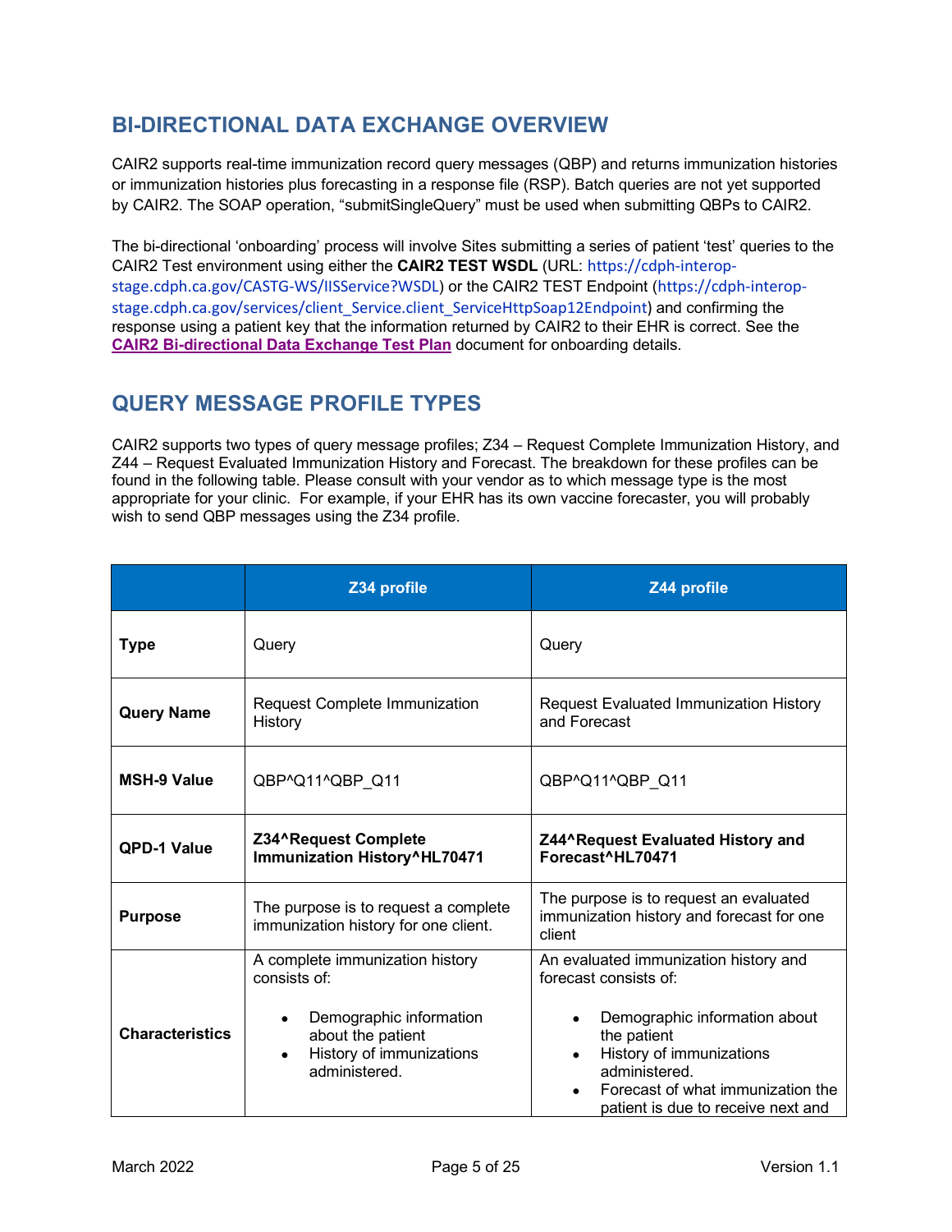## BI-DIRECTIONAL DATA EXCHANGE OVERVIEW

CAIR2 supports real-time immunization record query messages (QBP) and returns immunization histories or immunization histories plus forecasting in a response file (RSP). Batch queries are not yet supported by CAIR2. The SOAP operation, "submitSingleQuery" must be used when submitting QBPs to CAIR2.

The bi-directional 'onboarding' process will involve Sites submitting a series of patient 'test' queries to the CAIR2 Test environment using either the **CAIR2 TEST WSDL** (URL: https://cdph-interop-stage.cdph.ca.gov/CASTG-WS/IISService?WSDL) or the CAIR2 TEST Endpoint (https://cdph-interop-stage.cdph.ca.gov/services/client_Service.client_ServiceHttpSoap12Endpoint) and confirming the response using a patient key that the information returned by CAIR2 to their EHR is correct. See the **CAIR2 Bi-directional Data Exchange Test Plan** document for onboarding details.

## QUERY MESSAGE PROFILE TYPES

CAIR2 supports two types of query message profiles; Z34 – Request Complete Immunization History, and Z44 – Request Evaluated Immunization History and Forecast. The breakdown for these profiles can be found in the following table. Please consult with your vendor as to which message type is the most appropriate for your clinic. For example, if your EHR has its own vaccine forecaster, you will probably wish to send QBP messages using the Z34 profile.

| | Z34 profile | Z44 profile |
|---|---|---|
| **Type** | Query | Query |
| **Query Name** | Request Complete Immunization History | Request Evaluated Immunization History and Forecast |
| **MSH-9 Value** | QBP^Q11^QBP_Q11 | QBP^Q11^QBP_Q11 |
| **QPD-1 Value** | **Z34^Request Complete Immunization History^HL70471** | **Z44^Request Evaluated History and Forecast^HL70471** |
| **Purpose** | The purpose is to request a complete immunization history for one client. | The purpose is to request an evaluated immunization history and forecast for one client |
| **Characteristics** | A complete immunization history consists of:<br><br>• Demographic information about the patient<br>• History of immunizations administered. | An evaluated immunization history and forecast consists of:<br><br>• Demographic information about the patient<br>• History of immunizations administered.<br>• Forecast of what immunization the patient is due to receive next and |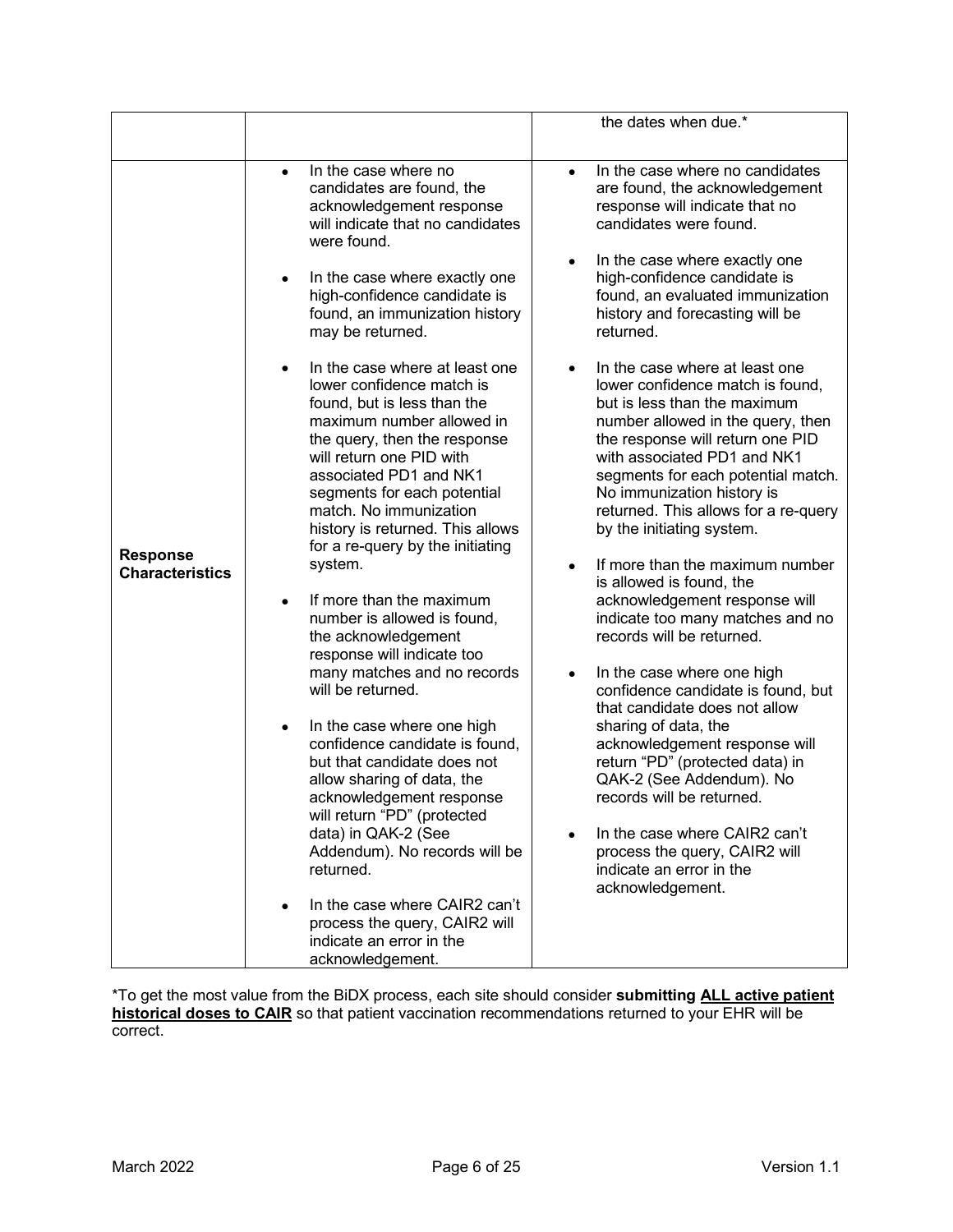|  |  | the dates when due.* |
|---|---|---|
| **Response Characteristics** | • In the case where no candidates are found, the acknowledgement response will indicate that no candidates were found.<br><br>• In the case where exactly one high-confidence candidate is found, an immunization history may be returned.<br><br>• In the case where at least one lower confidence match is found, but is less than the maximum number allowed in the query, then the response will return one PID with associated PD1 and NK1 segments for each potential match. No immunization history is returned. This allows for a re-query by the initiating system.<br><br>• If more than the maximum number is allowed is found, the acknowledgement response will indicate too many matches and no records will be returned.<br><br>• In the case where one high confidence candidate is found, but that candidate does not allow sharing of data, the acknowledgement response will return "PD" (protected data) in QAK-2 (See Addendum). No records will be returned.<br><br>• In the case where CAIR2 can't process the query, CAIR2 will indicate an error in the acknowledgement. | • In the case where no candidates are found, the acknowledgement response will indicate that no candidates were found.<br><br>• In the case where exactly one high-confidence candidate is found, an evaluated immunization history and forecasting will be returned.<br><br>• In the case where at least one lower confidence match is found, but is less than the maximum number allowed in the query, then the response will return one PID with associated PD1 and NK1 segments for each potential match. No immunization history is returned. This allows for a re-query by the initiating system.<br><br>• If more than the maximum number is allowed is found, the acknowledgement response will indicate too many matches and no records will be returned.<br><br>• In the case where one high confidence candidate is found, but that candidate does not allow sharing of data, the acknowledgement response will return "PD" (protected data) in QAK-2 (See Addendum). No records will be returned.<br><br>• In the case where CAIR2 can't process the query, CAIR2 will indicate an error in the acknowledgement. |

*To get the most value from the BiDX process, each site should consider **submitting ALL active patient historical doses to CAIR** so that patient vaccination recommendations returned to your EHR will be correct.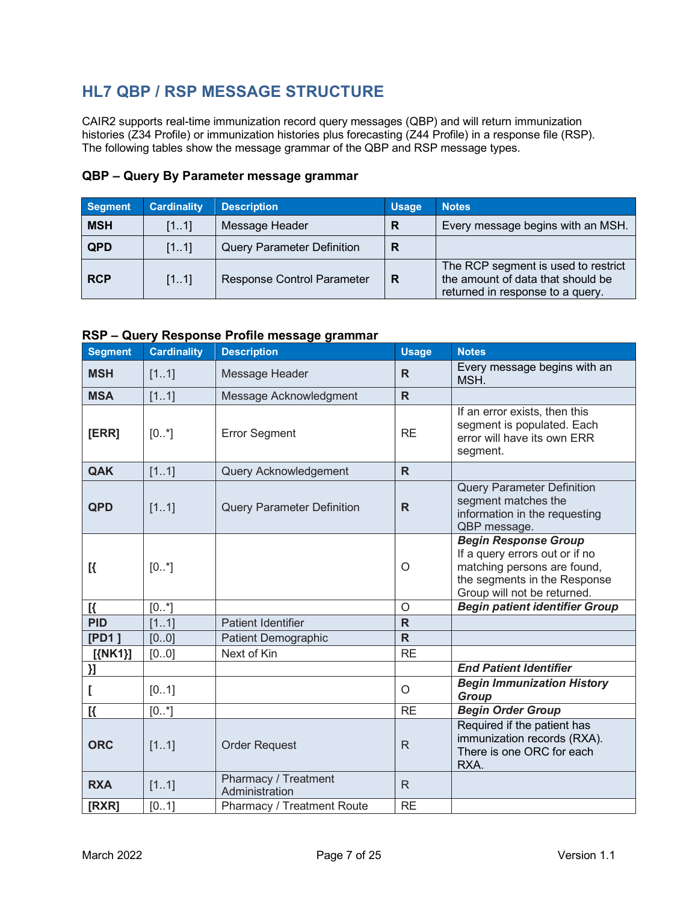## HL7 QBP / RSP MESSAGE STRUCTURE

CAIR2 supports real-time immunization record query messages (QBP) and will return immunization histories (Z34 Profile) or immunization histories plus forecasting (Z44 Profile) in a response file (RSP). The following tables show the message grammar of the QBP and RSP message types.

### QBP – Query By Parameter message grammar

| Segment | Cardinality | Description | Usage | Notes |
|---|---|---|---|---|
| **MSH** | [1..1] | Message Header | **R** | Every message begins with an MSH. |
| **QPD** | [1..1] | Query Parameter Definition | **R** | |
| **RCP** | [1..1] | Response Control Parameter | **R** | The RCP segment is used to restrict the amount of data that should be returned in response to a query. |

### RSP – Query Response Profile message grammar

| Segment | Cardinality | Description | Usage | Notes |
|---|---|---|---|---|
| **MSH** | [1..1] | Message Header | **R** | Every message begins with an MSH. |
| **MSA** | [1..1] | Message Acknowledgment | **R** | |
| **[ERR]** | [0..*] | Error Segment | RE | If an error exists, then this segment is populated. Each error will have its own ERR segment. |
| **QAK** | [1..1] | Query Acknowledgement | **R** | |
| **QPD** | [1..1] | Query Parameter Definition | **R** | Query Parameter Definition segment matches the information in the requesting QBP message. |
| **[{** | [0..*] | | O | ***Begin Response Group*** If a query errors out or if no matching persons are found, the segments in the Response Group will not be returned. |
| **[{** | [0..*] | | O | ***Begin patient identifier Group*** |
| **PID** | [1..1] | Patient Identifier | **R** | |
| **[PD1 ]** | [0..0] | Patient Demographic | **R** | |
| **[{NK1}]** | [0..0] | Next of Kin | RE | |
| **}]** | | | | ***End Patient Identifier*** |
| **[** | [0..1] | | O | ***Begin Immunization History Group*** |
| **[{** | [0..*] | | RE | ***Begin Order Group*** |
| **ORC** | [1..1] | Order Request | R | Required if the patient has immunization records (RXA). There is one ORC for each RXA. |
| **RXA** | [1..1] | Pharmacy / Treatment Administration | R | |
| **[RXR]** | [0..1] | Pharmacy / Treatment Route | RE | |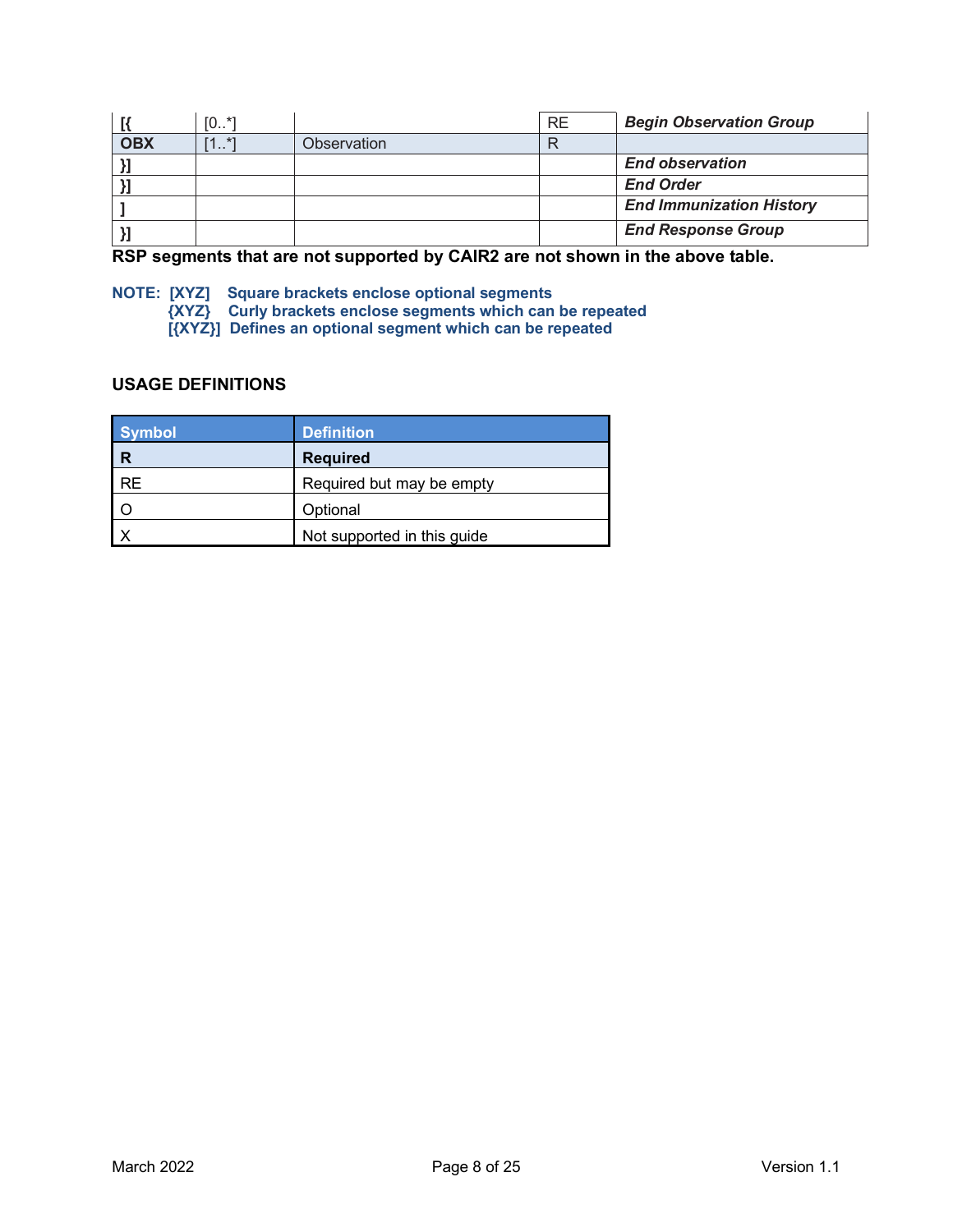| | | | | |
|---|---|---|---|---|
| **[{** | [0..*] | | RE | ***Begin Observation Group*** |
| **OBX** | [1..*] | Observation | R | |
| **}]** | | | | ***End observation*** |
| **}]** | | | | ***End Order*** |
| **]** | | | | ***End Immunization History*** |
| **}]** | | | | ***End Response Group*** |

**RSP segments that are not supported by CAIR2 are not shown in the above table.**

**NOTE: [XYZ] Square brackets enclose optional segments**
**{XYZ} Curly brackets enclose segments which can be repeated**
**[{XYZ}] Defines an optional segment which can be repeated**

### USAGE DEFINITIONS

| Symbol | Definition |
|---|---|
| **R** | **Required** |
| RE | Required but may be empty |
| O | Optional |
| X | Not supported in this guide |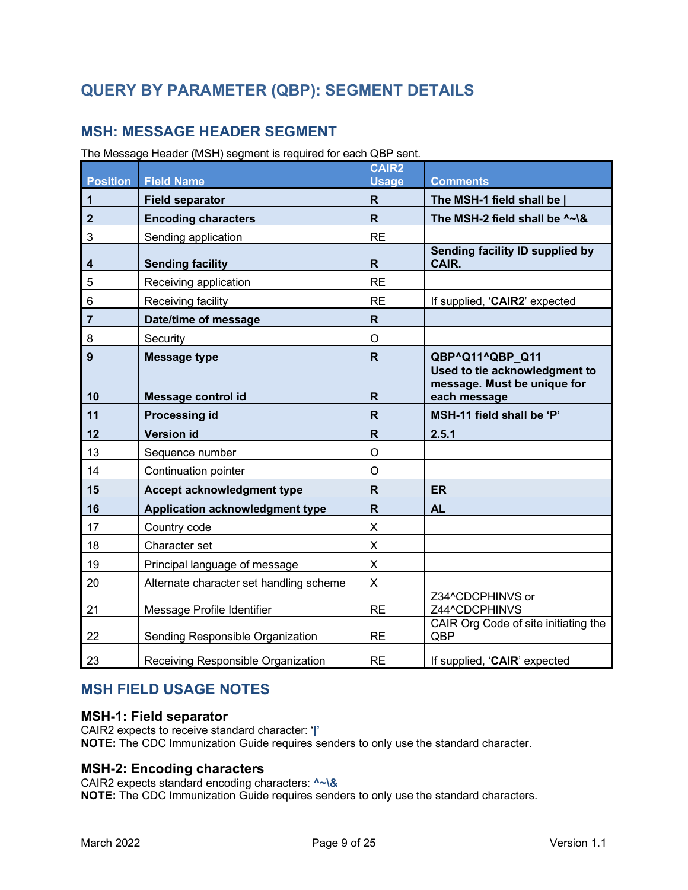## QUERY BY PARAMETER (QBP): SEGMENT DETAILS

### MSH: MESSAGE HEADER SEGMENT

The Message Header (MSH) segment is required for each QBP sent.

| Position | Field Name | CAIR2 Usage | Comments |
|---|---|---|---|
| **1** | **Field separator** | **R** | **The MSH-1 field shall be \|** |
| **2** | **Encoding characters** | **R** | **The MSH-2 field shall be ^~\&** |
| 3 | Sending application | RE | |
| **4** | **Sending facility** | **R** | **Sending facility ID supplied by CAIR.** |
| 5 | Receiving application | RE | |
| 6 | Receiving facility | RE | If supplied, '**CAIR2**' expected |
| **7** | **Date/time of message** | **R** | |
| 8 | Security | O | |
| **9** | **Message type** | **R** | **QBP^Q11^QBP_Q11** |
| **10** | **Message control id** | **R** | **Used to tie acknowledgment to message. Must be unique for each message** |
| **11** | **Processing id** | **R** | **MSH-11 field shall be 'P'** |
| **12** | **Version id** | **R** | **2.5.1** |
| 13 | Sequence number | O | |
| 14 | Continuation pointer | O | |
| **15** | **Accept acknowledgment type** | **R** | **ER** |
| **16** | **Application acknowledgment type** | **R** | **AL** |
| 17 | Country code | X | |
| 18 | Character set | X | |
| 19 | Principal language of message | X | |
| 20 | Alternate character set handling scheme | X | |
| 21 | Message Profile Identifier | RE | Z34^CDCPHINVS or Z44^CDCPHINVS |
| 22 | Sending Responsible Organization | RE | CAIR Org Code of site initiating the QBP |
| 23 | Receiving Responsible Organization | RE | If supplied, '**CAIR**' expected |

### MSH FIELD USAGE NOTES

#### MSH-1: Field separator

CAIR2 expects to receive standard character: '|'
**NOTE:** The CDC Immunization Guide requires senders to only use the standard character.

#### MSH-2: Encoding characters

CAIR2 expects standard encoding characters: **^~\&**
**NOTE:** The CDC Immunization Guide requires senders to only use the standard characters.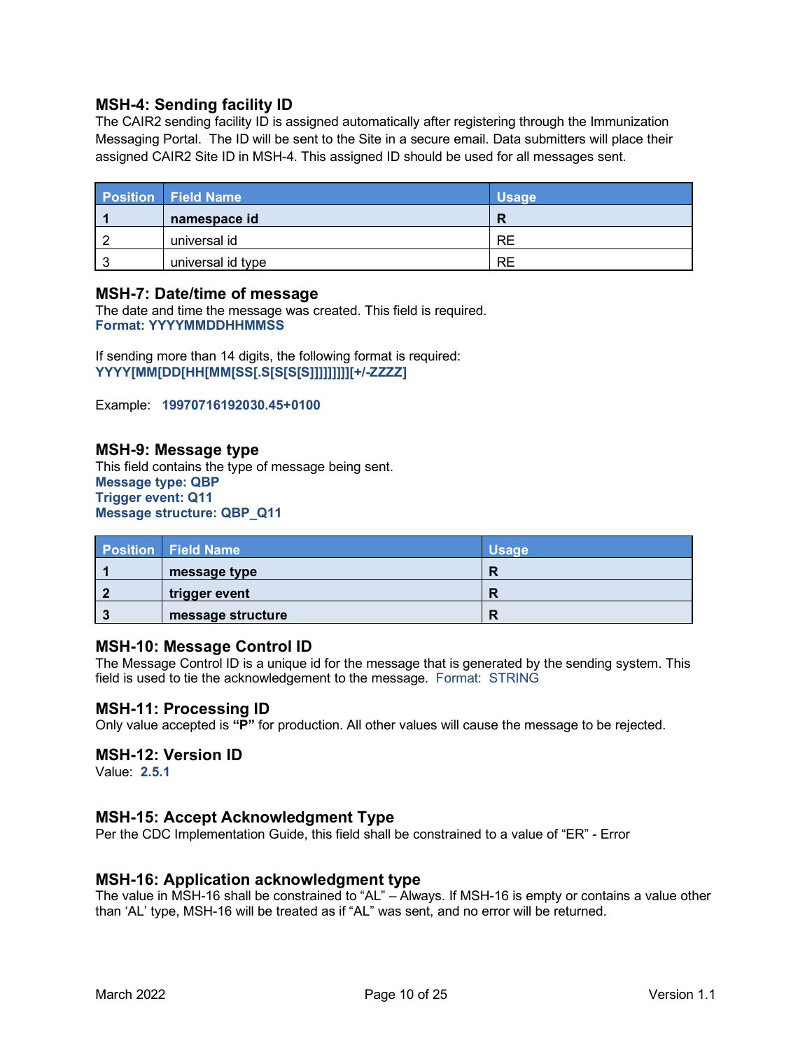### MSH-4: Sending facility ID

The CAIR2 sending facility ID is assigned automatically after registering through the Immunization Messaging Portal. The ID will be sent to the Site in a secure email. Data submitters will place their assigned CAIR2 Site ID in MSH-4. This assigned ID should be used for all messages sent.

| Position | Field Name | Usage |
|---|---|---|
| **1** | **namespace id** | **R** |
| 2 | universal id | RE |
| 3 | universal id type | RE |

### MSH-7: Date/time of message

The date and time the message was created. This field is required.
**Format: YYYYMMDDHHMMSS**

If sending more than 14 digits, the following format is required:
**YYYY[MM[DD[HH[MM[SS[.S[S[S[S]]]]]]]]][+/-ZZZZ]**

Example: **19970716192030.45+0100**

### MSH-9: Message type

This field contains the type of message being sent.
**Message type: QBP**
**Trigger event: Q11**
**Message structure: QBP_Q11**

| Position | Field Name | Usage |
|---|---|---|
| **1** | **message type** | **R** |
| **2** | **trigger event** | **R** |
| **3** | **message structure** | **R** |

### MSH-10: Message Control ID

The Message Control ID is a unique id for the message that is generated by the sending system. This field is used to tie the acknowledgement to the message. Format: STRING

### MSH-11: Processing ID

Only value accepted is **"P"** for production. All other values will cause the message to be rejected.

### MSH-12: Version ID

Value: **2.5.1**

### MSH-15: Accept Acknowledgment Type

Per the CDC Implementation Guide, this field shall be constrained to a value of "ER" - Error

### MSH-16: Application acknowledgment type

The value in MSH-16 shall be constrained to "AL" – Always. If MSH-16 is empty or contains a value other than 'AL' type, MSH-16 will be treated as if "AL" was sent, and no error will be returned.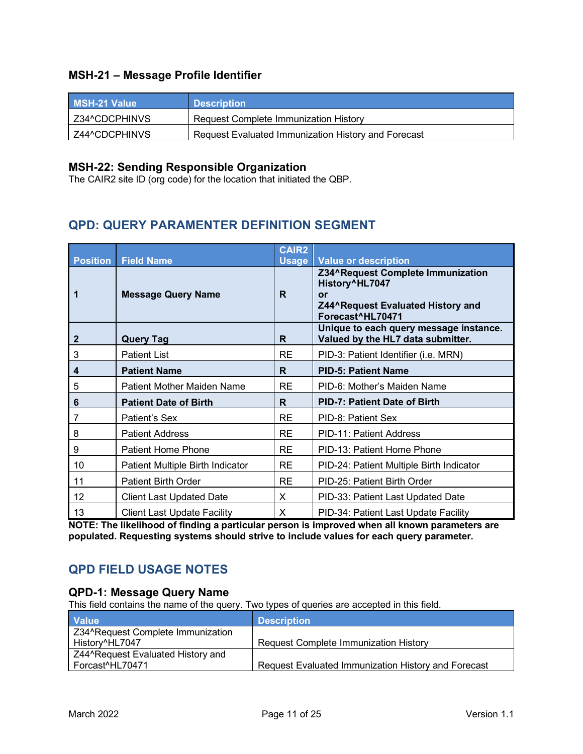### MSH-21 – Message Profile Identifier

| MSH-21 Value | Description |
|---|---|
| Z34^CDCPHINVS | Request Complete Immunization History |
| Z44^CDCPHINVS | Request Evaluated Immunization History and Forecast |

### MSH-22: Sending Responsible Organization

The CAIR2 site ID (org code) for the location that initiated the QBP.

## QPD: QUERY PARAMENTER DEFINITION SEGMENT

| Position | Field Name | CAIR2 Usage | Value or description |
|---|---|---|---|
| **1** | **Message Query Name** | **R** | **Z34^Request Complete Immunization History^HL7047 or Z44^Request Evaluated History and Forecast^HL70471** |
| **2** | **Query Tag** | **R** | **Unique to each query message instance. Valued by the HL7 data submitter.** |
| 3 | Patient List | RE | PID-3: Patient Identifier (i.e. MRN) |
| **4** | **Patient Name** | **R** | **PID-5: Patient Name** |
| 5 | Patient Mother Maiden Name | RE | PID-6: Mother's Maiden Name |
| **6** | **Patient Date of Birth** | **R** | **PID-7: Patient Date of Birth** |
| 7 | Patient's Sex | RE | PID-8: Patient Sex |
| 8 | Patient Address | RE | PID-11: Patient Address |
| 9 | Patient Home Phone | RE | PID-13: Patient Home Phone |
| 10 | Patient Multiple Birth Indicator | RE | PID-24: Patient Multiple Birth Indicator |
| 11 | Patient Birth Order | RE | PID-25: Patient Birth Order |
| 12 | Client Last Updated Date | X | PID-33: Patient Last Updated Date |
| 13 | Client Last Update Facility | X | PID-34: Patient Last Update Facility |

**NOTE: The likelihood of finding a particular person is improved when all known parameters are populated. Requesting systems should strive to include values for each query parameter.**

## QPD FIELD USAGE NOTES

### QPD-1: Message Query Name

This field contains the name of the query. Two types of queries are accepted in this field.

| Value | Description |
|---|---|
| Z34^Request Complete Immunization History^HL7047 | Request Complete Immunization History |
| Z44^Request Evaluated History and Forcast^HL70471 | Request Evaluated Immunization History and Forecast |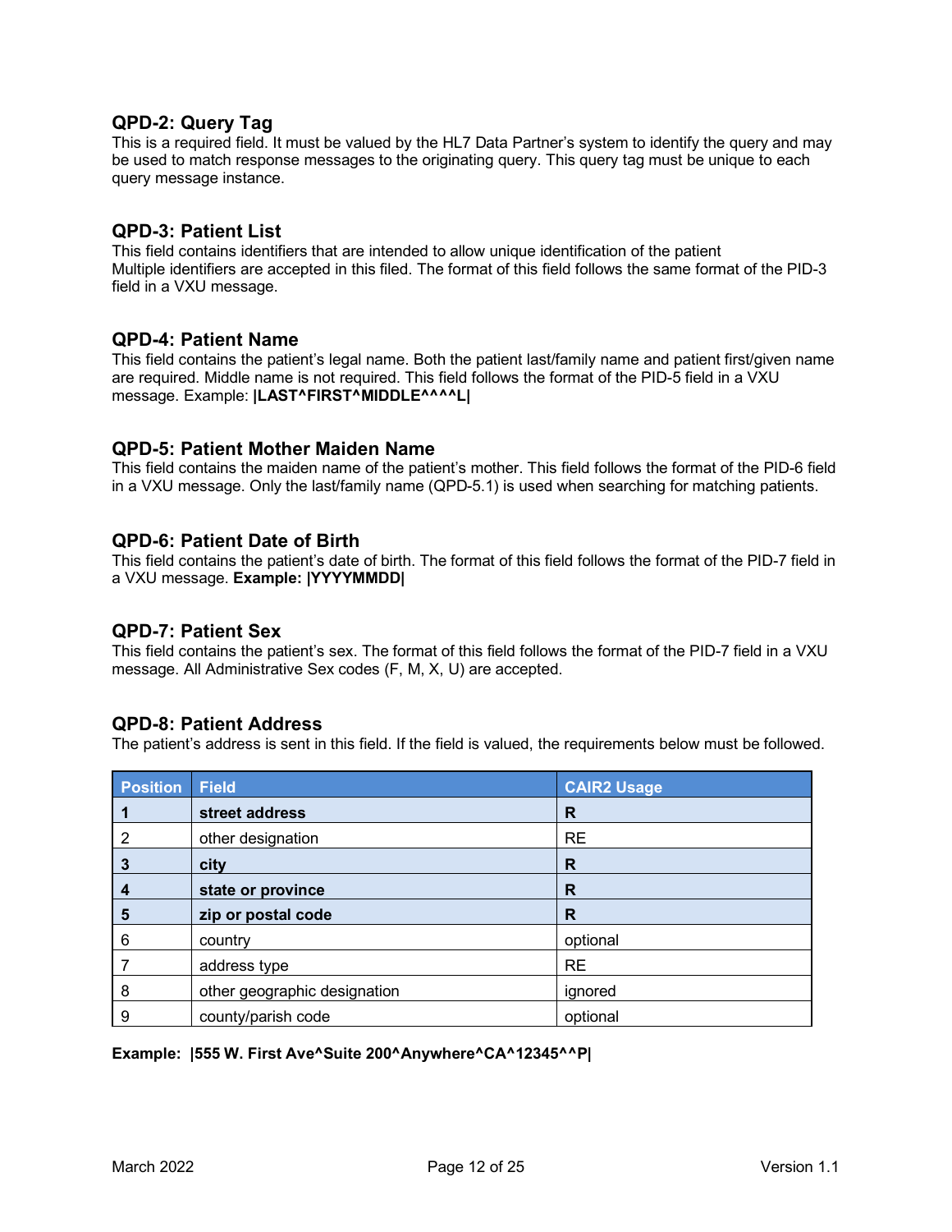### QPD-2: Query Tag

This is a required field. It must be valued by the HL7 Data Partner's system to identify the query and may be used to match response messages to the originating query. This query tag must be unique to each query message instance.

### QPD-3: Patient List

This field contains identifiers that are intended to allow unique identification of the patient Multiple identifiers are accepted in this filed. The format of this field follows the same format of the PID-3 field in a VXU message.

### QPD-4: Patient Name

This field contains the patient's legal name. Both the patient last/family name and patient first/given name are required. Middle name is not required. This field follows the format of the PID-5 field in a VXU message. Example: **|LAST^FIRST^MIDDLE^^^^L|**

### QPD-5: Patient Mother Maiden Name

This field contains the maiden name of the patient's mother. This field follows the format of the PID-6 field in a VXU message. Only the last/family name (QPD-5.1) is used when searching for matching patients.

### QPD-6: Patient Date of Birth

This field contains the patient's date of birth. The format of this field follows the format of the PID-7 field in a VXU message. **Example: |YYYYMMDD|**

### QPD-7: Patient Sex

This field contains the patient's sex. The format of this field follows the format of the PID-7 field in a VXU message. All Administrative Sex codes (F, M, X, U) are accepted.

### QPD-8: Patient Address

The patient's address is sent in this field. If the field is valued, the requirements below must be followed.

| Position | Field | CAIR2 Usage |
|---|---|---|
| **1** | **street address** | **R** |
| 2 | other designation | RE |
| **3** | **city** | **R** |
| **4** | **state or province** | **R** |
| **5** | **zip or postal code** | **R** |
| 6 | country | optional |
| 7 | address type | RE |
| 8 | other geographic designation | ignored |
| 9 | county/parish code | optional |

**Example: |555 W. First Ave^Suite 200^Anywhere^CA^12345^^P|**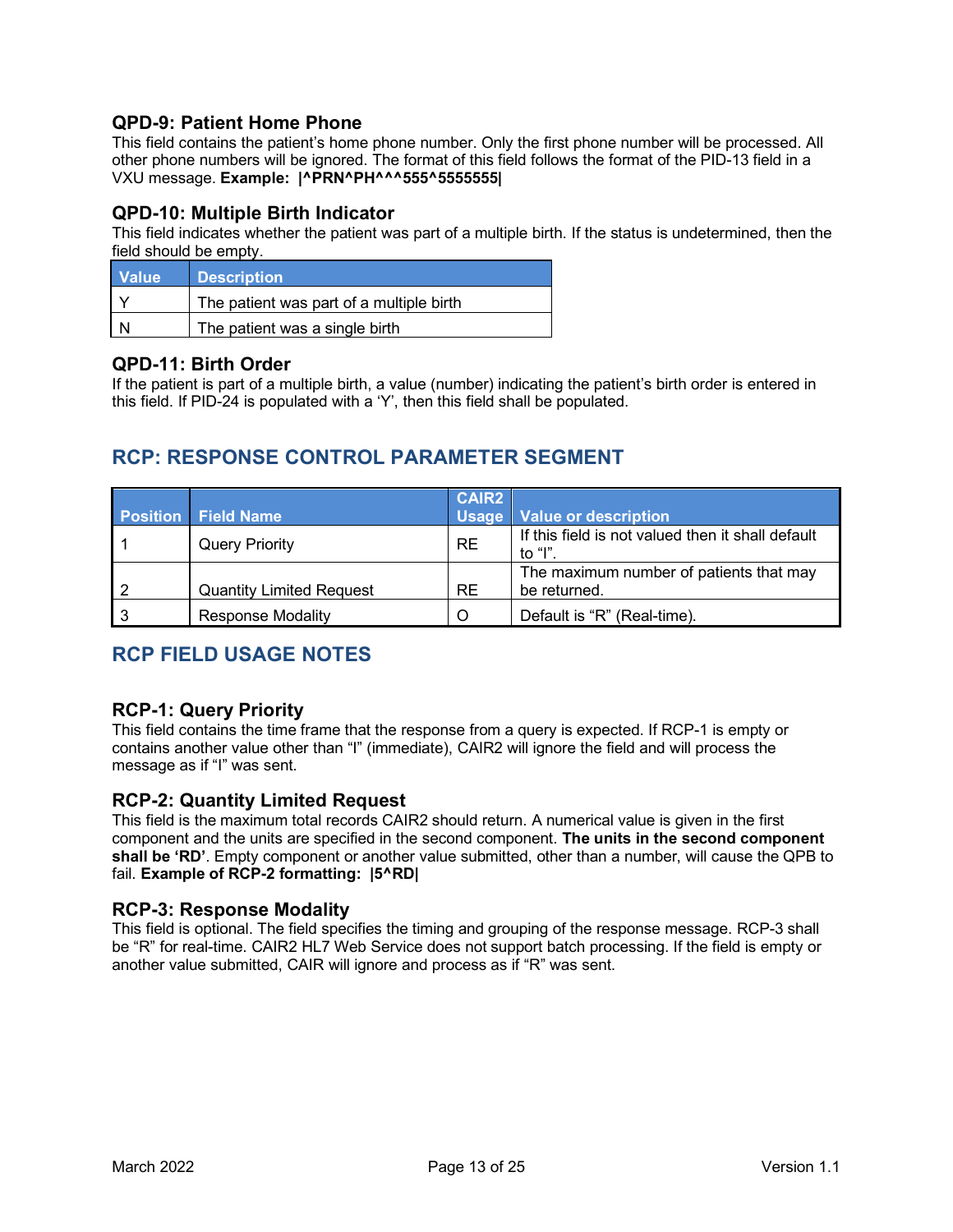### QPD-9: Patient Home Phone

This field contains the patient's home phone number. Only the first phone number will be processed. All other phone numbers will be ignored. The format of this field follows the format of the PID-13 field in a VXU message. **Example: |^PRN^PH^^^555^5555555|**

### QPD-10: Multiple Birth Indicator

This field indicates whether the patient was part of a multiple birth. If the status is undetermined, then the field should be empty.

| Value | Description |
|---|---|
| Y | The patient was part of a multiple birth |
| N | The patient was a single birth |

### QPD-11: Birth Order

If the patient is part of a multiple birth, a value (number) indicating the patient's birth order is entered in this field. If PID-24 is populated with a 'Y', then this field shall be populated.

## RCP: RESPONSE CONTROL PARAMETER SEGMENT

| Position | Field Name | CAIR2 Usage | Value or description |
|---|---|---|---|
| 1 | Query Priority | RE | If this field is not valued then it shall default to "I". |
| 2 | Quantity Limited Request | RE | The maximum number of patients that may be returned. |
| 3 | Response Modality | O | Default is "R" (Real-time). |

## RCP FIELD USAGE NOTES

### RCP-1: Query Priority

This field contains the time frame that the response from a query is expected. If RCP-1 is empty or contains another value other than "I" (immediate), CAIR2 will ignore the field and will process the message as if "I" was sent.

### RCP-2: Quantity Limited Request

This field is the maximum total records CAIR2 should return. A numerical value is given in the first component and the units are specified in the second component. **The units in the second component shall be 'RD'**. Empty component or another value submitted, other than a number, will cause the QPB to fail. **Example of RCP-2 formatting: |5^RD|**

### RCP-3: Response Modality

This field is optional. The field specifies the timing and grouping of the response message. RCP-3 shall be "R" for real-time. CAIR2 HL7 Web Service does not support batch processing. If the field is empty or another value submitted, CAIR will ignore and process as if "R" was sent.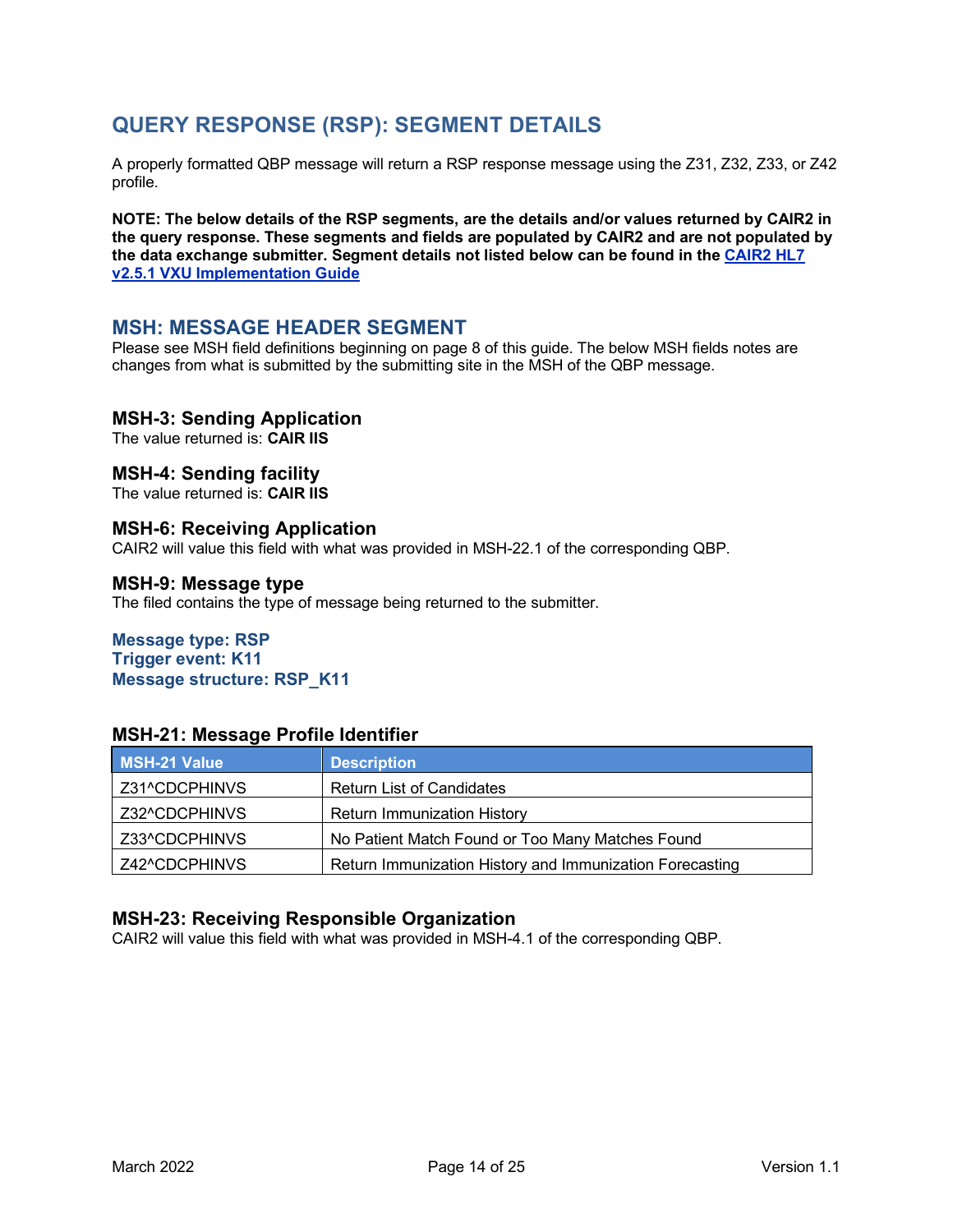# QUERY RESPONSE (RSP): SEGMENT DETAILS

A properly formatted QBP message will return a RSP response message using the Z31, Z32, Z33, or Z42 profile.

**NOTE: The below details of the RSP segments, are the details and/or values returned by CAIR2 in the query response. These segments and fields are populated by CAIR2 and are not populated by the data exchange submitter. Segment details not listed below can be found in the [CAIR2 HL7 v2.5.1 VXU Implementation Guide](CAIR2 HL7 v2.5.1 VXU Implementation Guide)**

## MSH: MESSAGE HEADER SEGMENT

Please see MSH field definitions beginning on page 8 of this guide. The below MSH fields notes are changes from what is submitted by the submitting site in the MSH of the QBP message.

### MSH-3: Sending Application

The value returned is: **CAIR IIS**

### MSH-4: Sending facility

The value returned is: **CAIR IIS**

### MSH-6: Receiving Application

CAIR2 will value this field with what was provided in MSH-22.1 of the corresponding QBP.

### MSH-9: Message type

The filed contains the type of message being returned to the submitter.

**Message type: RSP**
**Trigger event: K11**
**Message structure: RSP_K11**

### MSH-21: Message Profile Identifier

| MSH-21 Value | Description |
| --- | --- |
| Z31^CDCPHINVS | Return List of Candidates |
| Z32^CDCPHINVS | Return Immunization History |
| Z33^CDCPHINVS | No Patient Match Found or Too Many Matches Found |
| Z42^CDCPHINVS | Return Immunization History and Immunization Forecasting |

### MSH-23: Receiving Responsible Organization

CAIR2 will value this field with what was provided in MSH-4.1 of the corresponding QBP.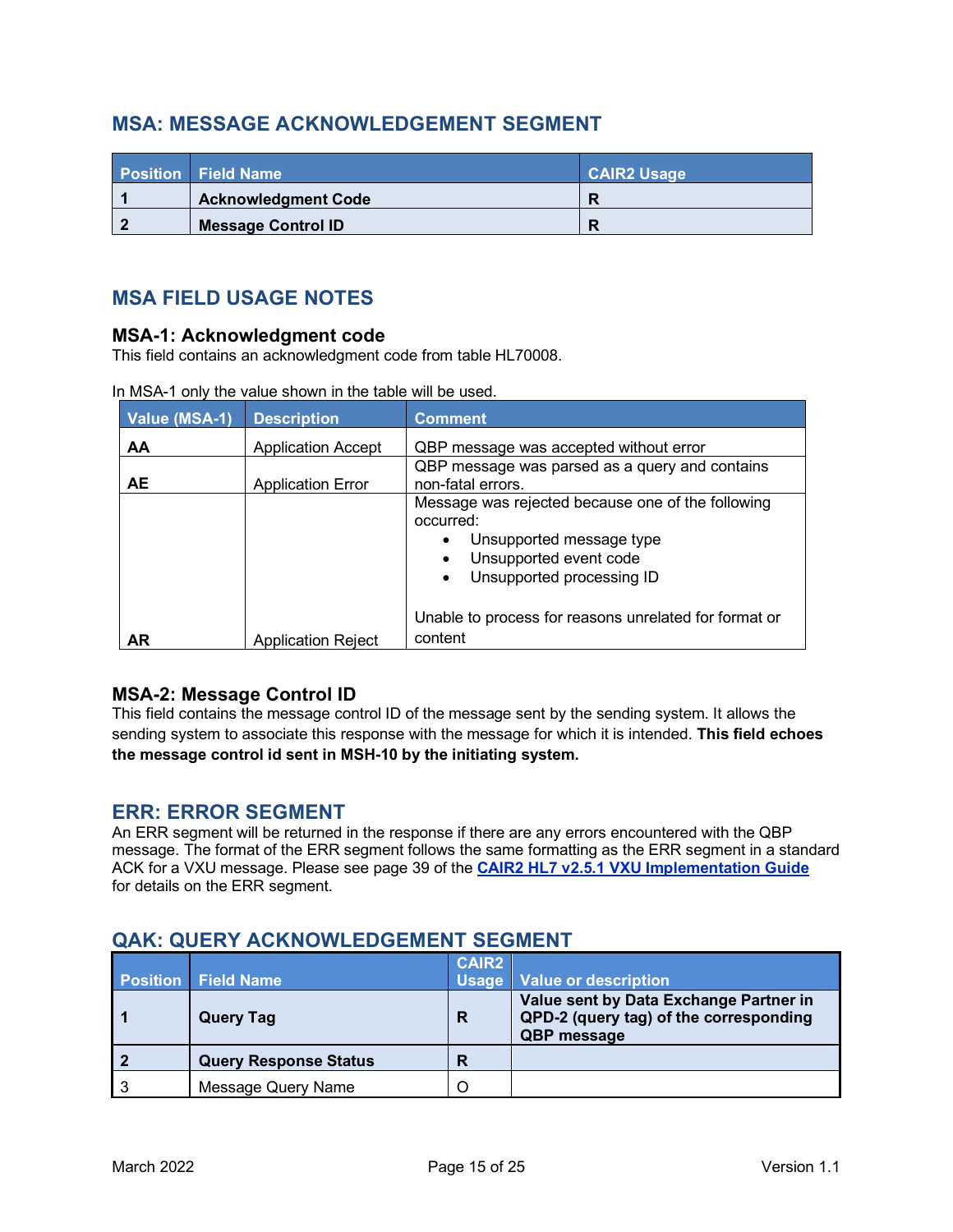## MSA: MESSAGE ACKNOWLEDGEMENT SEGMENT

| Position | Field Name | CAIR2 Usage |
|---|---|---|
| **1** | **Acknowledgment Code** | **R** |
| **2** | **Message Control ID** | **R** |

## MSA FIELD USAGE NOTES

### MSA-1: Acknowledgment code

This field contains an acknowledgment code from table HL70008.

In MSA-1 only the value shown in the table will be used.

| Value (MSA-1) | Description | Comment |
|---|---|---|
| **AA** | Application Accept | QBP message was accepted without error |
| **AE** | Application Error | QBP message was parsed as a query and contains non-fatal errors. |
| **AR** | Application Reject | Message was rejected because one of the following occurred:<br>• Unsupported message type<br>• Unsupported event code<br>• Unsupported processing ID<br><br>Unable to process for reasons unrelated for format or content |

### MSA-2: Message Control ID

This field contains the message control ID of the message sent by the sending system. It allows the sending system to associate this response with the message for which it is intended. **This field echoes the message control id sent in MSH-10 by the initiating system.**

## ERR: ERROR SEGMENT

An ERR segment will be returned in the response if there are any errors encountered with the QBP message. The format of the ERR segment follows the same formatting as the ERR segment in a standard ACK for a VXU message. Please see page 39 of the **CAIR2 HL7 v2.5.1 VXU Implementation Guide** for details on the ERR segment.

## QAK: QUERY ACKNOWLEDGEMENT SEGMENT

| Position | Field Name | CAIR2 Usage | Value or description |
|---|---|---|---|
| **1** | **Query Tag** | **R** | **Value sent by Data Exchange Partner in QPD-2 (query tag) of the corresponding QBP message** |
| **2** | **Query Response Status** | **R** | |
| 3 | Message Query Name | O | |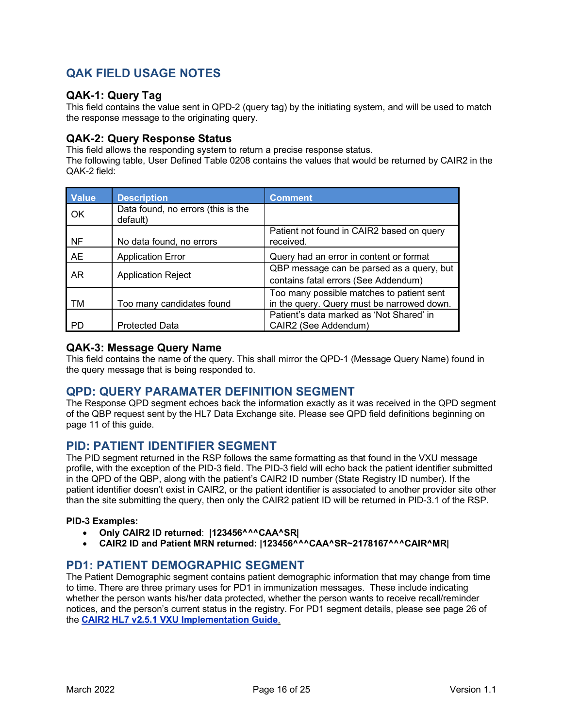## QAK FIELD USAGE NOTES

### QAK-1: Query Tag

This field contains the value sent in QPD-2 (query tag) by the initiating system, and will be used to match the response message to the originating query.

### QAK-2: Query Response Status

This field allows the responding system to return a precise response status.
The following table, User Defined Table 0208 contains the values that would be returned by CAIR2 in the QAK-2 field:

| Value | Description | Comment |
|---|---|---|
| OK | Data found, no errors (this is the default) | |
| NF | No data found, no errors | Patient not found in CAIR2 based on query received. |
| AE | Application Error | Query had an error in content or format |
| AR | Application Reject | QBP message can be parsed as a query, but contains fatal errors (See Addendum) |
| TM | Too many candidates found | Too many possible matches to patient sent in the query. Query must be narrowed down. |
| PD | Protected Data | Patient's data marked as 'Not Shared' in CAIR2 (See Addendum) |

### QAK-3: Message Query Name

This field contains the name of the query. This shall mirror the QPD-1 (Message Query Name) found in the query message that is being responded to.

## QPD: QUERY PARAMATER DEFINITION SEGMENT

The Response QPD segment echoes back the information exactly as it was received in the QPD segment of the QBP request sent by the HL7 Data Exchange site. Please see QPD field definitions beginning on page 11 of this guide.

## PID: PATIENT IDENTIFIER SEGMENT

The PID segment returned in the RSP follows the same formatting as that found in the VXU message profile, with the exception of the PID-3 field. The PID-3 field will echo back the patient identifier submitted in the QPD of the QBP, along with the patient's CAIR2 ID number (State Registry ID number). If the patient identifier doesn't exist in CAIR2, or the patient identifier is associated to another provider site other than the site submitting the query, then only the CAIR2 patient ID will be returned in PID-3.1 of the RSP.

**PID-3 Examples:**

- **Only CAIR2 ID returned**: **|123456^^^CAA^SR|**
- **CAIR2 ID and Patient MRN returned: |123456^^^CAA^SR~2178167^^^CAIR^MR|**

## PD1: PATIENT DEMOGRAPHIC SEGMENT

The Patient Demographic segment contains patient demographic information that may change from time to time. There are three primary uses for PD1 in immunization messages. These include indicating whether the person wants his/her data protected, whether the person wants to receive recall/reminder notices, and the person's current status in the registry. For PD1 segment details, please see page 26 of the **CAIR2 HL7 v2.5.1 VXU Implementation Guide**.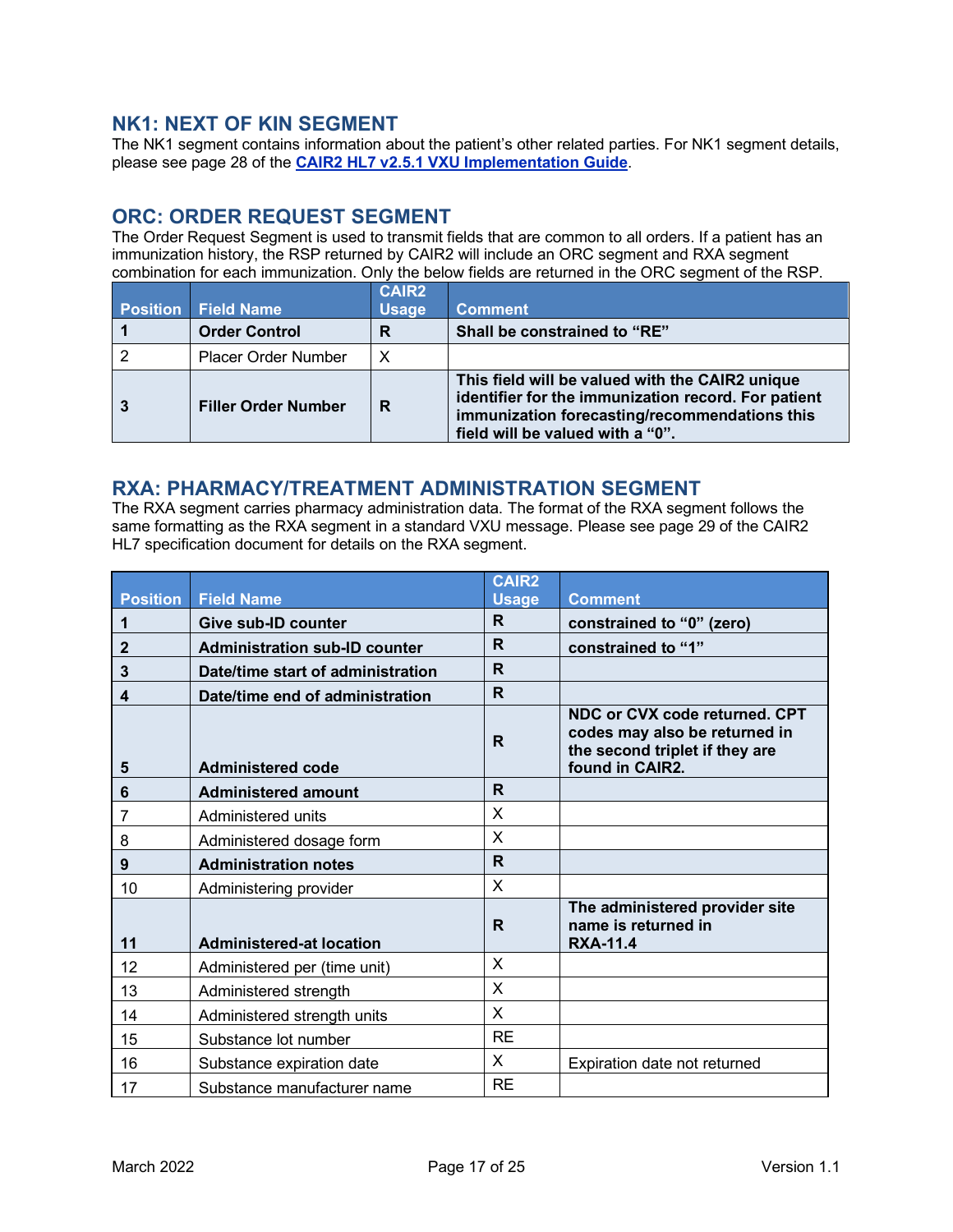## NK1: NEXT OF KIN SEGMENT

The NK1 segment contains information about the patient's other related parties. For NK1 segment details, please see page 28 of the **CAIR2 HL7 v2.5.1 VXU Implementation Guide**.

## ORC: ORDER REQUEST SEGMENT

The Order Request Segment is used to transmit fields that are common to all orders. If a patient has an immunization history, the RSP returned by CAIR2 will include an ORC segment and RXA segment combination for each immunization. Only the below fields are returned in the ORC segment of the RSP.

| Position | Field Name | CAIR2 Usage | Comment |
|---|---|---|---|
| **1** | **Order Control** | **R** | **Shall be constrained to "RE"** |
| 2 | Placer Order Number | X | |
| **3** | **Filler Order Number** | **R** | **This field will be valued with the CAIR2 unique identifier for the immunization record. For patient immunization forecasting/recommendations this field will be valued with a "0".** |

## RXA: PHARMACY/TREATMENT ADMINISTRATION SEGMENT

The RXA segment carries pharmacy administration data. The format of the RXA segment follows the same formatting as the RXA segment in a standard VXU message. Please see page 29 of the CAIR2 HL7 specification document for details on the RXA segment.

| Position | Field Name | CAIR2 Usage | Comment |
|---|---|---|---|
| **1** | **Give sub-ID counter** | **R** | **constrained to "0" (zero)** |
| **2** | **Administration sub-ID counter** | **R** | **constrained to "1"** |
| **3** | **Date/time start of administration** | **R** | |
| **4** | **Date/time end of administration** | **R** | |
| **5** | **Administered code** | **R** | **NDC or CVX code returned. CPT codes may also be returned in the second triplet if they are found in CAIR2.** |
| **6** | **Administered amount** | **R** | |
| 7 | Administered units | X | |
| 8 | Administered dosage form | X | |
| **9** | **Administration notes** | **R** | |
| 10 | Administering provider | X | |
| **11** | **Administered-at location** | **R** | **The administered provider site name is returned in RXA-11.4** |
| 12 | Administered per (time unit) | X | |
| 13 | Administered strength | X | |
| 14 | Administered strength units | X | |
| 15 | Substance lot number | RE | |
| 16 | Substance expiration date | X | Expiration date not returned |
| 17 | Substance manufacturer name | RE | |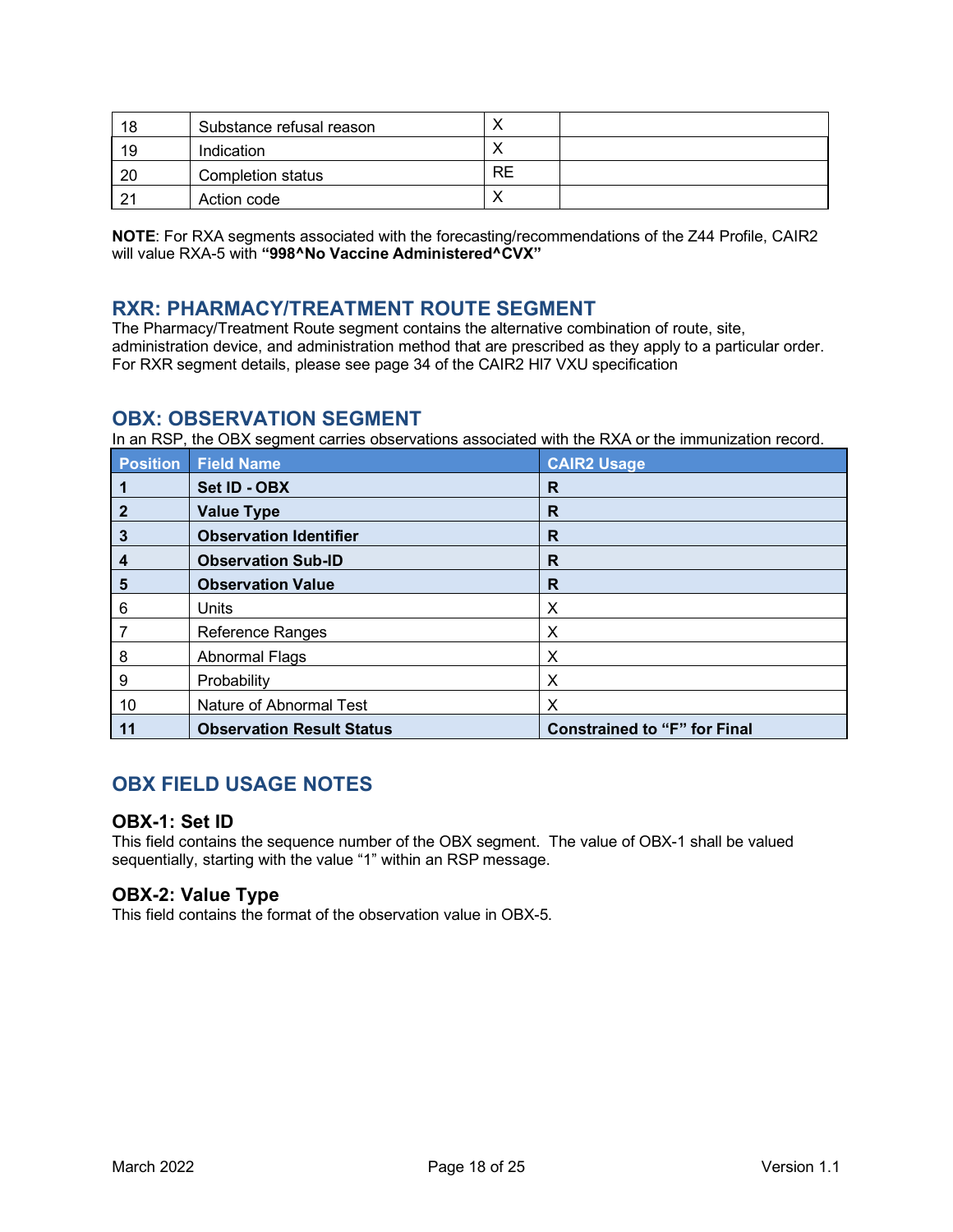| | | | |
|---|---|---|---|
| 18 | Substance refusal reason | X | |
| 19 | Indication | X | |
| 20 | Completion status | RE | |
| 21 | Action code | X | |

**NOTE**: For RXA segments associated with the forecasting/recommendations of the Z44 Profile, CAIR2 will value RXA-5 with **"998^No Vaccine Administered^CVX"**

## RXR: PHARMACY/TREATMENT ROUTE SEGMENT

The Pharmacy/Treatment Route segment contains the alternative combination of route, site, administration device, and administration method that are prescribed as they apply to a particular order. For RXR segment details, please see page 34 of the CAIR2 Hl7 VXU specification

## OBX: OBSERVATION SEGMENT

In an RSP, the OBX segment carries observations associated with the RXA or the immunization record.

| Position | Field Name | CAIR2 Usage |
|---|---|---|
| **1** | **Set ID - OBX** | **R** |
| **2** | **Value Type** | **R** |
| **3** | **Observation Identifier** | **R** |
| **4** | **Observation Sub-ID** | **R** |
| **5** | **Observation Value** | **R** |
| 6 | Units | X |
| 7 | Reference Ranges | X |
| 8 | Abnormal Flags | X |
| 9 | Probability | X |
| 10 | Nature of Abnormal Test | X |
| **11** | **Observation Result Status** | **Constrained to "F" for Final** |

## OBX FIELD USAGE NOTES

### OBX-1: Set ID

This field contains the sequence number of the OBX segment. The value of OBX-1 shall be valued sequentially, starting with the value "1" within an RSP message.

### OBX-2: Value Type

This field contains the format of the observation value in OBX-5.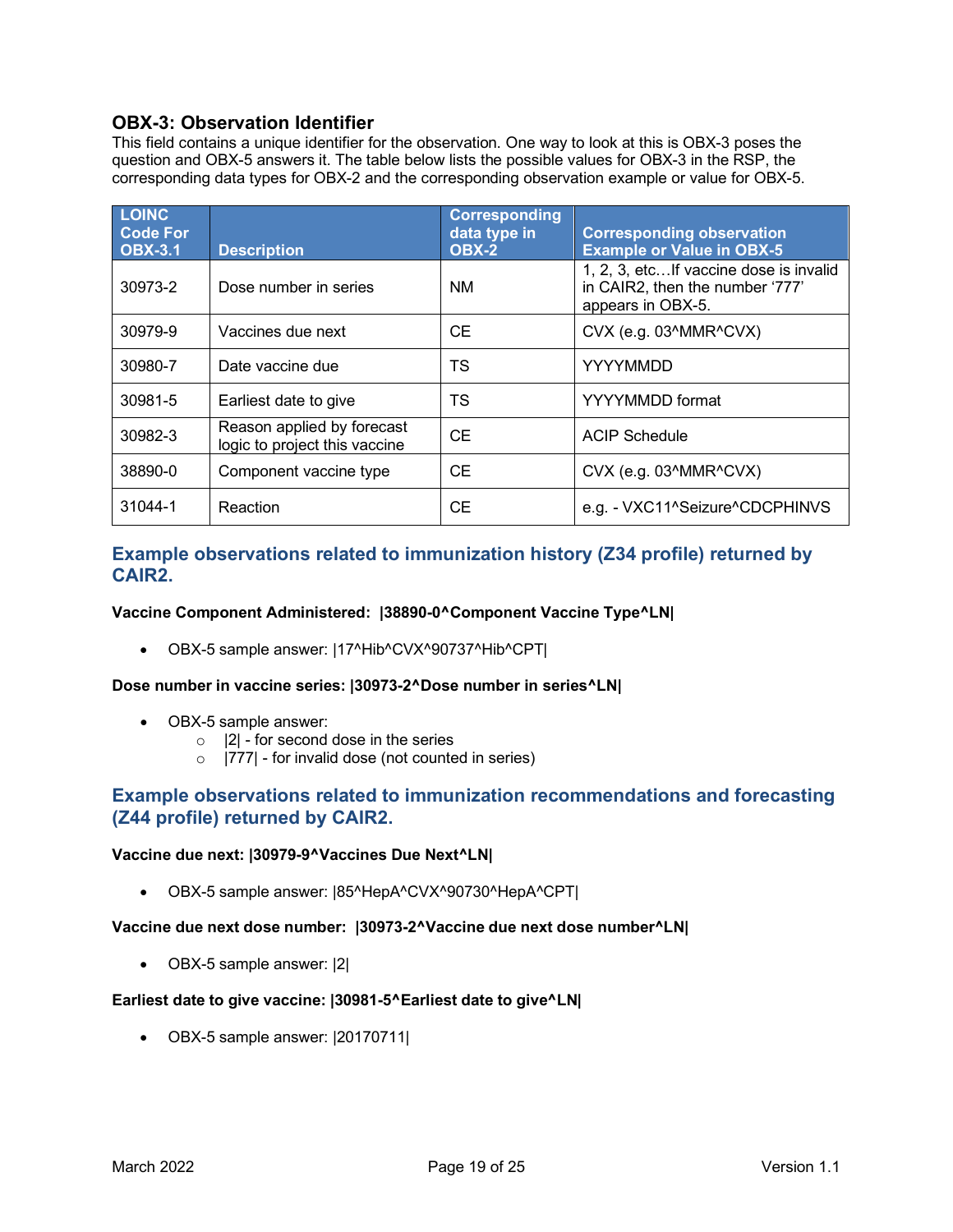### OBX-3: Observation Identifier

This field contains a unique identifier for the observation. One way to look at this is OBX-3 poses the question and OBX-5 answers it. The table below lists the possible values for OBX-3 in the RSP, the corresponding data types for OBX-2 and the corresponding observation example or value for OBX-5.

| LOINC Code For OBX-3.1 | Description | Corresponding data type in OBX-2 | Corresponding observation Example or Value in OBX-5 |
|---|---|---|---|
| 30973-2 | Dose number in series | NM | 1, 2, 3, etc…If vaccine dose is invalid in CAIR2, then the number '777' appears in OBX-5. |
| 30979-9 | Vaccines due next | CE | CVX (e.g. 03^MMR^CVX) |
| 30980-7 | Date vaccine due | TS | YYYYMMDD |
| 30981-5 | Earliest date to give | TS | YYYYMMDD format |
| 30982-3 | Reason applied by forecast logic to project this vaccine | CE | ACIP Schedule |
| 38890-0 | Component vaccine type | CE | CVX (e.g. 03^MMR^CVX) |
| 31044-1 | Reaction | CE | e.g. - VXC11^Seizure^CDCPHINVS |

## Example observations related to immunization history (Z34 profile) returned by CAIR2.

**Vaccine Component Administered: |38890-0^Component Vaccine Type^LN|**

- OBX-5 sample answer: |17^Hib^CVX^90737^Hib^CPT|

**Dose number in vaccine series: |30973-2^Dose number in series^LN|**

- OBX-5 sample answer:
  - |2| - for second dose in the series
  - |777| - for invalid dose (not counted in series)

## Example observations related to immunization recommendations and forecasting (Z44 profile) returned by CAIR2.

**Vaccine due next: |30979-9^Vaccines Due Next^LN|**

- OBX-5 sample answer: |85^HepA^CVX^90730^HepA^CPT|

**Vaccine due next dose number: |30973-2^Vaccine due next dose number^LN|**

- OBX-5 sample answer: |2|

**Earliest date to give vaccine: |30981-5^Earliest date to give^LN|**

- OBX-5 sample answer: |20170711|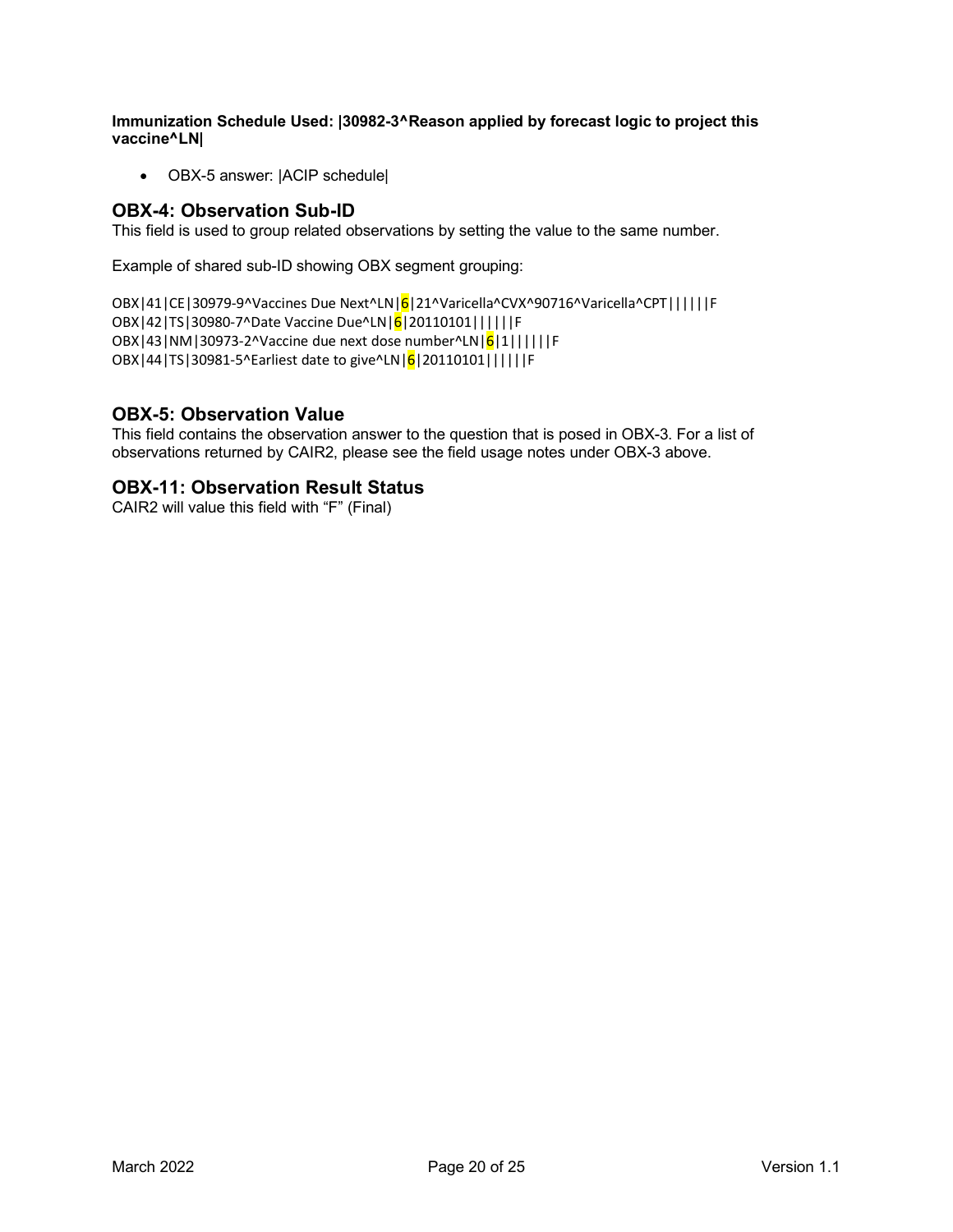**Immunization Schedule Used: |30982-3^Reason applied by forecast logic to project this vaccine^LN|**

- OBX-5 answer: |ACIP schedule|

## OBX-4: Observation Sub-ID

This field is used to group related observations by setting the value to the same number.

Example of shared sub-ID showing OBX segment grouping:

```
OBX|41|CE|30979-9^Vaccines Due Next^LN|6|21^Varicella^CVX^90716^Varicella^CPT||||||F
OBX|42|TS|30980-7^Date Vaccine Due^LN|6|20110101||||||F
OBX|43|NM|30973-2^Vaccine due next dose number^LN|6|1||||||F
OBX|44|TS|30981-5^Earliest date to give^LN|6|20110101||||||F
```

## OBX-5: Observation Value

This field contains the observation answer to the question that is posed in OBX-3. For a list of observations returned by CAIR2, please see the field usage notes under OBX-3 above.

## OBX-11: Observation Result Status

CAIR2 will value this field with "F" (Final)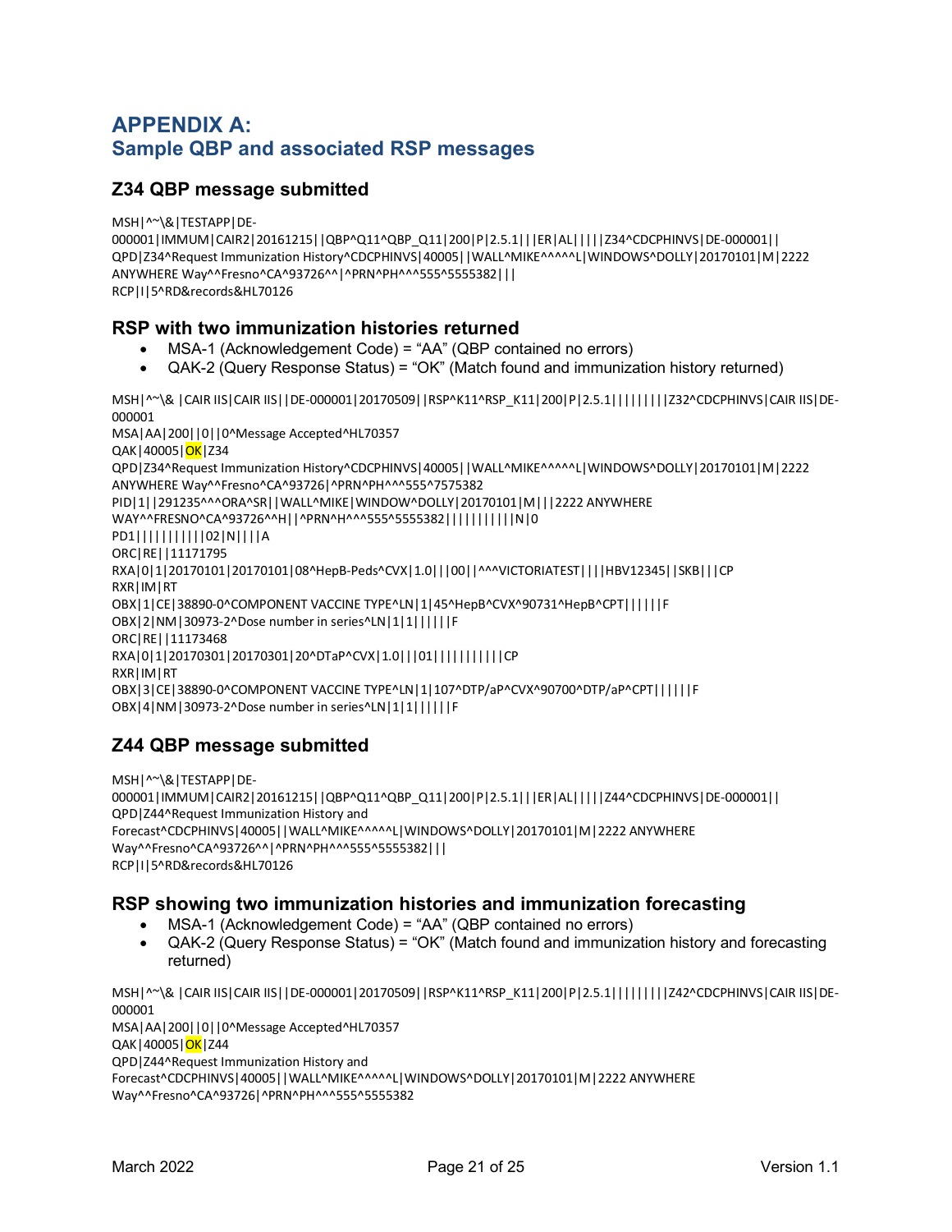# APPENDIX A:
## Sample QBP and associated RSP messages

### Z34 QBP message submitted

```
MSH|^~\&|TESTAPP|DE-000001|IMMUM|CAIR2|20161215||QBP^Q11^QBP_Q11|200|P|2.5.1|||ER|AL|||||Z34^CDCPHINVS|DE-000001||
QPD|Z34^Request Immunization History^CDCPHINVS|40005||WALL^MIKE^^^^^L|WINDOWS^DOLLY|20170101|M|2222 ANYWHERE Way^^Fresno^CA^93726^^|^PRN^PH^^^555^5555382|||
RCP|I|5^RD&records&HL70126
```

### RSP with two immunization histories returned

- MSA-1 (Acknowledgement Code) = “AA” (QBP contained no errors)
- QAK-2 (Query Response Status) = “OK” (Match found and immunization history returned)

```
MSH|^~\& |CAIR IIS|CAIR IIS||DE-000001|20170509||RSP^K11^RSP_K11|200|P|2.5.1|||||||||Z32^CDCPHINVS|CAIR IIS|DE-000001
MSA|AA|200||0||0^Message Accepted^HL70357
QAK|40005|OK|Z34
QPD|Z34^Request Immunization History^CDCPHINVS|40005||WALL^MIKE^^^^^L|WINDOWS^DOLLY|20170101|M|2222 ANYWHERE Way^^Fresno^CA^93726|^PRN^PH^^^555^7575382
PID|1||291235^^^ORA^SR||WALL^MIKE|WINDOW^DOLLY|20170101|M|||2222 ANYWHERE WAY^^FRESNO^CA^93726^^H||^PRN^H^^^555^5555382|||||||||||N|0
PD1|||||||||||02|N||||A
ORC|RE||11171795
RXA|0|1|20170101|20170101|08^HepB-Peds^CVX|1.0|||00||^^^VICTORIATEST||||HBV12345||SKB|||CP
RXR|IM|RT
OBX|1|CE|38890-0^COMPONENT VACCINE TYPE^LN|1|45^HepB^CVX^90731^HepB^CPT||||||F
OBX|2|NM|30973-2^Dose number in series^LN|1|1||||||F
ORC|RE||11173468
RXA|0|1|20170301|20170301|20^DTaP^CVX|1.0|||01|||||||||||CP
RXR|IM|RT
OBX|3|CE|38890-0^COMPONENT VACCINE TYPE^LN|1|107^DTP/aP^CVX^90700^DTP/aP^CPT||||||F
OBX|4|NM|30973-2^Dose number in series^LN|1|1||||||F
```

### Z44 QBP message submitted

```
MSH|^~\&|TESTAPP|DE-000001|IMMUM|CAIR2|20161215||QBP^Q11^QBP_Q11|200|P|2.5.1|||ER|AL|||||Z44^CDCPHINVS|DE-000001||
QPD|Z44^Request Immunization History and Forecast^CDCPHINVS|40005||WALL^MIKE^^^^^L|WINDOWS^DOLLY|20170101|M|2222 ANYWHERE Way^^Fresno^CA^93726^^|^PRN^PH^^^555^5555382|||
RCP|I|5^RD&records&HL70126
```

### RSP showing two immunization histories and immunization forecasting

- MSA-1 (Acknowledgement Code) = “AA” (QBP contained no errors)
- QAK-2 (Query Response Status) = “OK” (Match found and immunization history and forecasting returned)

```
MSH|^~\& |CAIR IIS|CAIR IIS||DE-000001|20170509||RSP^K11^RSP_K11|200|P|2.5.1|||||||||Z42^CDCPHINVS|CAIR IIS|DE-000001
MSA|AA|200||0||0^Message Accepted^HL70357
QAK|40005|OK|Z44
QPD|Z44^Request Immunization History and Forecast^CDCPHINVS|40005||WALL^MIKE^^^^^L|WINDOWS^DOLLY|20170101|M|2222 ANYWHERE Way^^Fresno^CA^93726|^PRN^PH^^^555^5555382
```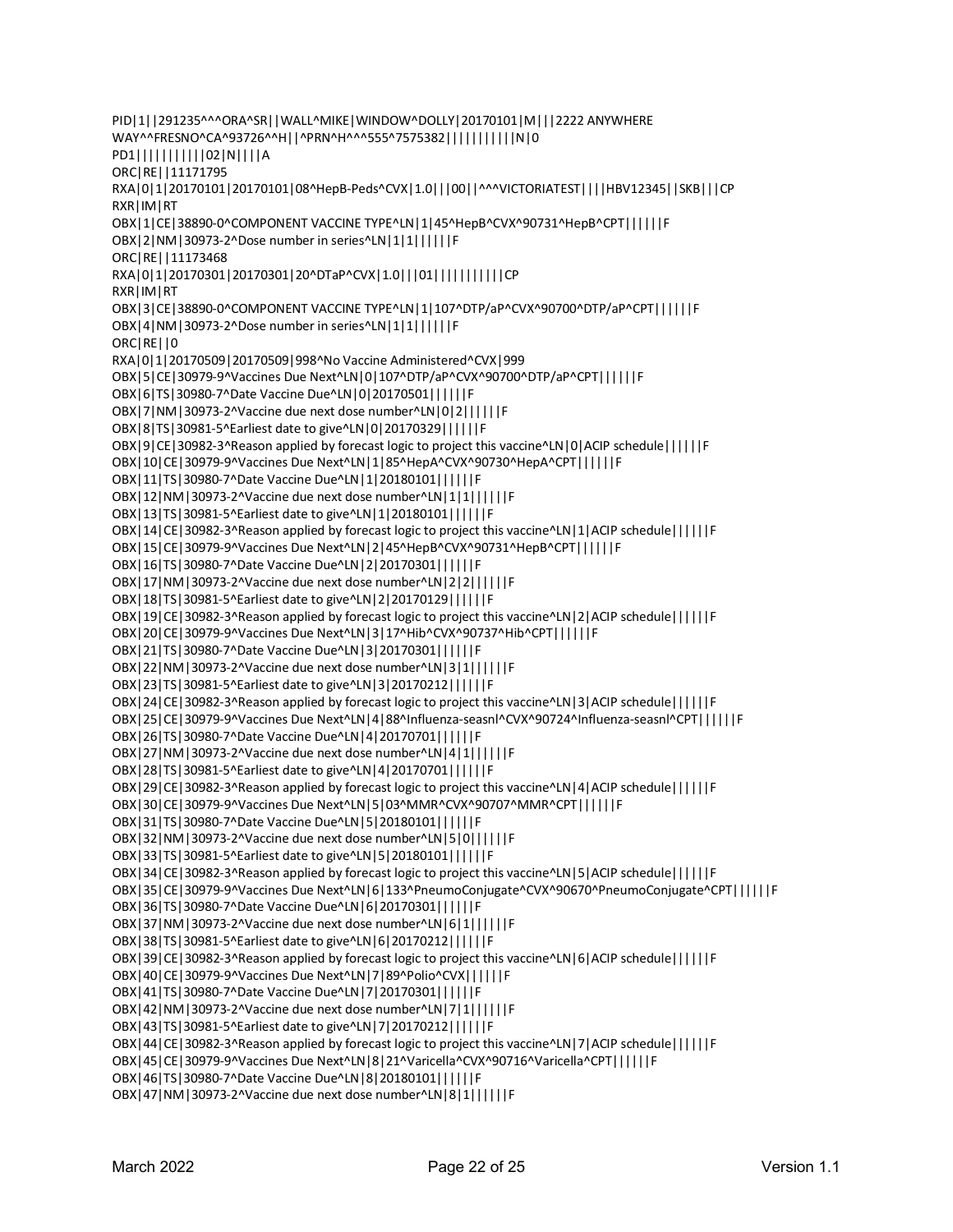```
PID|1||291235^^^ORA^SR||WALL^MIKE|WINDOW^DOLLY|20170101|M|||2222 ANYWHERE WAY^^FRESNO^CA^93726^^H||^PRN^H^^^555^7575382|||||||||||N|0
PD1|||||||||||02|N||||A
ORC|RE||11171795
RXA|0|1|20170101|20170101|08^HepB-Peds^CVX|1.0|||00||^^^VICTORIATEST||||HBV12345||SKB|||CP
RXR|IM|RT
OBX|1|CE|38890-0^COMPONENT VACCINE TYPE^LN|1|45^HepB^CVX^90731^HepB^CPT||||||F
OBX|2|NM|30973-2^Dose number in series^LN|1|1||||||F
ORC|RE||11173468
RXA|0|1|20170301|20170301|20^DTaP^CVX|1.0|||01|||||||||||CP
RXR|IM|RT
OBX|3|CE|38890-0^COMPONENT VACCINE TYPE^LN|1|107^DTP/aP^CVX^90700^DTP/aP^CPT||||||F
OBX|4|NM|30973-2^Dose number in series^LN|1|1||||||F
ORC|RE||0
RXA|0|1|20170509|20170509|998^No Vaccine Administered^CVX|999
OBX|5|CE|30979-9^Vaccines Due Next^LN|0|107^DTP/aP^CVX^90700^DTP/aP^CPT||||||F
OBX|6|TS|30980-7^Date Vaccine Due^LN|0|20170501||||||F
OBX|7|NM|30973-2^Vaccine due next dose number^LN|0|2||||||F
OBX|8|TS|30981-5^Earliest date to give^LN|0|20170329||||||F
OBX|9|CE|30982-3^Reason applied by forecast logic to project this vaccine^LN|0|ACIP schedule||||||F
OBX|10|CE|30979-9^Vaccines Due Next^LN|1|85^HepA^CVX^90730^HepA^CPT||||||F
OBX|11|TS|30980-7^Date Vaccine Due^LN|1|20180101||||||F
OBX|12|NM|30973-2^Vaccine due next dose number^LN|1|1||||||F
OBX|13|TS|30981-5^Earliest date to give^LN|1|20180101||||||F
OBX|14|CE|30982-3^Reason applied by forecast logic to project this vaccine^LN|1|ACIP schedule||||||F
OBX|15|CE|30979-9^Vaccines Due Next^LN|2|45^HepB^CVX^90731^HepB^CPT||||||F
OBX|16|TS|30980-7^Date Vaccine Due^LN|2|20170301||||||F
OBX|17|NM|30973-2^Vaccine due next dose number^LN|2|2||||||F
OBX|18|TS|30981-5^Earliest date to give^LN|2|20170129||||||F
OBX|19|CE|30982-3^Reason applied by forecast logic to project this vaccine^LN|2|ACIP schedule||||||F
OBX|20|CE|30979-9^Vaccines Due Next^LN|3|17^Hib^CVX^90737^Hib^CPT||||||F
OBX|21|TS|30980-7^Date Vaccine Due^LN|3|20170301||||||F
OBX|22|NM|30973-2^Vaccine due next dose number^LN|3|1||||||F
OBX|23|TS|30981-5^Earliest date to give^LN|3|20170212||||||F
OBX|24|CE|30982-3^Reason applied by forecast logic to project this vaccine^LN|3|ACIP schedule||||||F
OBX|25|CE|30979-9^Vaccines Due Next^LN|4|88^Influenza-seasnl^CVX^90724^Influenza-seasnl^CPT||||||F
OBX|26|TS|30980-7^Date Vaccine Due^LN|4|20170701||||||F
OBX|27|NM|30973-2^Vaccine due next dose number^LN|4|1||||||F
OBX|28|TS|30981-5^Earliest date to give^LN|4|20170701||||||F
OBX|29|CE|30982-3^Reason applied by forecast logic to project this vaccine^LN|4|ACIP schedule||||||F
OBX|30|CE|30979-9^Vaccines Due Next^LN|5|03^MMR^CVX^90707^MMR^CPT||||||F
OBX|31|TS|30980-7^Date Vaccine Due^LN|5|20180101||||||F
OBX|32|NM|30973-2^Vaccine due next dose number^LN|5|0||||||F
OBX|33|TS|30981-5^Earliest date to give^LN|5|20180101||||||F
OBX|34|CE|30982-3^Reason applied by forecast logic to project this vaccine^LN|5|ACIP schedule||||||F
OBX|35|CE|30979-9^Vaccines Due Next^LN|6|133^PneumoConjugate^CVX^90670^PneumoConjugate^CPT||||||F
OBX|36|TS|30980-7^Date Vaccine Due^LN|6|20170301||||||F
OBX|37|NM|30973-2^Vaccine due next dose number^LN|6|1||||||F
OBX|38|TS|30981-5^Earliest date to give^LN|6|20170212||||||F
OBX|39|CE|30982-3^Reason applied by forecast logic to project this vaccine^LN|6|ACIP schedule||||||F
OBX|40|CE|30979-9^Vaccines Due Next^LN|7|89^Polio^CVX||||||F
OBX|41|TS|30980-7^Date Vaccine Due^LN|7|20170301||||||F
OBX|42|NM|30973-2^Vaccine due next dose number^LN|7|1||||||F
OBX|43|TS|30981-5^Earliest date to give^LN|7|20170212||||||F
OBX|44|CE|30982-3^Reason applied by forecast logic to project this vaccine^LN|7|ACIP schedule||||||F
OBX|45|CE|30979-9^Vaccines Due Next^LN|8|21^Varicella^CVX^90716^Varicella^CPT||||||F
OBX|46|TS|30980-7^Date Vaccine Due^LN|8|20180101||||||F
OBX|47|NM|30973-2^Vaccine due next dose number^LN|8|1||||||F
```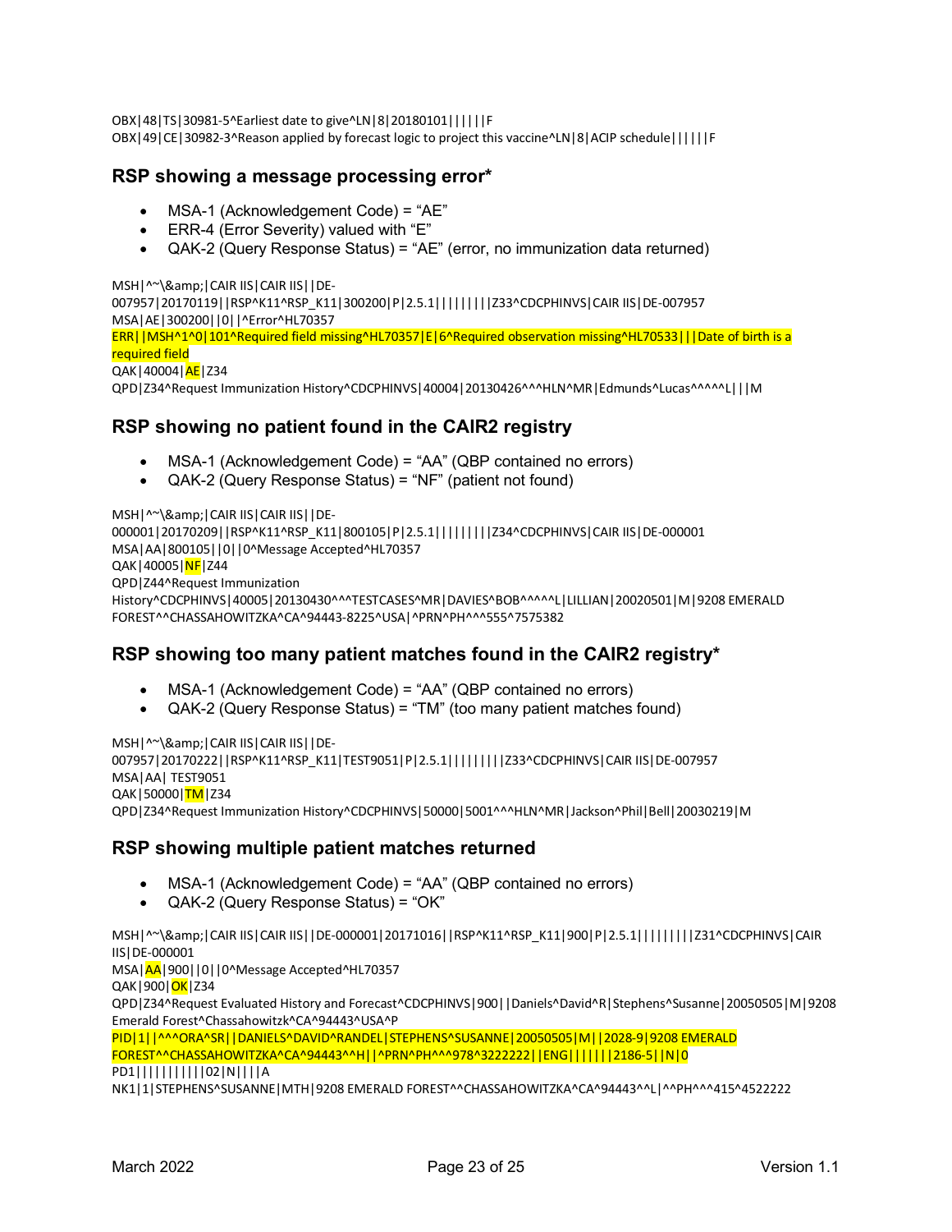```
OBX|48|TS|30981-5^Earliest date to give^LN|8|20180101||||||F
OBX|49|CE|30982-3^Reason applied by forecast logic to project this vaccine^LN|8|ACIP schedule||||||F
```

### RSP showing a message processing error*

- MSA-1 (Acknowledgement Code) = "AE"
- ERR-4 (Error Severity) valued with "E"
- QAK-2 (Query Response Status) = "AE" (error, no immunization data returned)

```
MSH|^~\&amp;|CAIR IIS|CAIR IIS||DE-
007957|20170119||RSP^K11^RSP_K11|300200|P|2.5.1|||||||||Z33^CDCPHINVS|CAIR IIS|DE-007957
MSA|AE|300200||0||^Error^HL70357
ERR||MSH^1^0|101^Required field missing^HL70357|E|6^Required observation missing^HL70533|||Date of birth is a
required field
QAK|40004|AE|Z34
QPD|Z34^Request Immunization History^CDCPHINVS|40004|20130426^^^HLN^MR|Edmunds^Lucas^^^^^L|||M
```

### RSP showing no patient found in the CAIR2 registry

- MSA-1 (Acknowledgement Code) = "AA" (QBP contained no errors)
- QAK-2 (Query Response Status) = "NF" (patient not found)

```
MSH|^~\&amp;|CAIR IIS|CAIR IIS||DE-
000001|20170209||RSP^K11^RSP_K11|800105|P|2.5.1|||||||||Z34^CDCPHINVS|CAIR IIS|DE-000001
MSA|AA|800105||0||0^Message Accepted^HL70357
QAK|40005|NF|Z44
QPD|Z44^Request Immunization
History^CDCPHINVS|40005|20130430^^^TESTCASES^MR|DAVIES^BOB^^^^^L|LILLIAN|20020501|M|9208 EMERALD
FOREST^^CHASSAHOWITZKA^CA^94443-8225^USA|^PRN^PH^^^555^7575382
```

### RSP showing too many patient matches found in the CAIR2 registry*

- MSA-1 (Acknowledgement Code) = "AA" (QBP contained no errors)
- QAK-2 (Query Response Status) = "TM" (too many patient matches found)

```
MSH|^~\&amp;|CAIR IIS|CAIR IIS||DE-
007957|20170222||RSP^K11^RSP_K11|TEST9051|P|2.5.1|||||||||Z33^CDCPHINVS|CAIR IIS|DE-007957
MSA|AA| TEST9051
QAK|50000|TM|Z34
QPD|Z34^Request Immunization History^CDCPHINVS|50000|5001^^^HLN^MR|Jackson^Phil|Bell|20030219|M
```

### RSP showing multiple patient matches returned

- MSA-1 (Acknowledgement Code) = "AA" (QBP contained no errors)
- QAK-2 (Query Response Status) = "OK"

```
MSH|^~\&amp;|CAIR IIS|CAIR IIS||DE-000001|20171016||RSP^K11^RSP_K11|900|P|2.5.1|||||||||Z31^CDCPHINVS|CAIR
IIS|DE-000001
MSA|AA|900||0||0^Message Accepted^HL70357
QAK|900|OK|Z34
QPD|Z34^Request Evaluated History and Forecast^CDCPHINVS|900||Daniels^David^R|Stephens^Susanne|20050505|M|9208
Emerald Forest^Chassahowitzk^CA^94443^USA^P
PID|1||^^^ORA^SR||DANIELS^DAVID^RANDEL|STEPHENS^SUSANNE|20050505|M||2028-9|9208 EMERALD
FOREST^^CHASSAHOWITZKA^CA^94443^^H||^PRN^PH^^^978^3222222||ENG|||||||2186-5||N|0
PD1|||||||||||02|N||||A
NK1|1|STEPHENS^SUSANNE|MTH|9208 EMERALD FOREST^^CHASSAHOWITZKA^CA^94443^^L|^^PH^^^415^4522222
```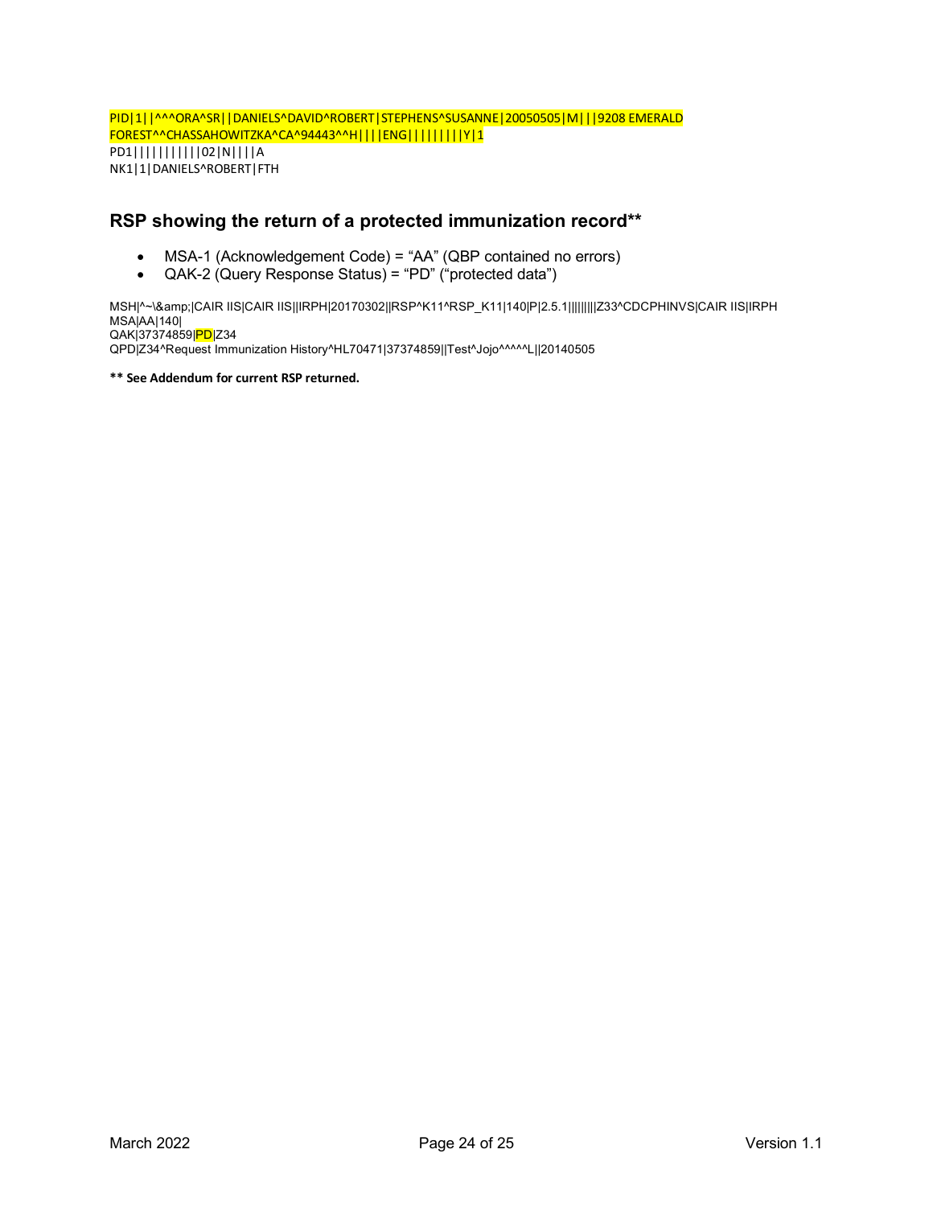```
PID|1||^^^ORA^SR||DANIELS^DAVID^ROBERT|STEPHENS^SUSANNE|20050505|M|||9208 EMERALD FOREST^^CHASSAHOWITZKA^CA^94443^^H||||ENG|||||||||Y|1
PD1|||||||||||02|N||||A
NK1|1|DANIELS^ROBERT|FTH
```

## RSP showing the return of a protected immunization record**

- MSA-1 (Acknowledgement Code) = "AA" (QBP contained no errors)
- QAK-2 (Query Response Status) = "PD" ("protected data")

```
MSH|^~\&amp;|CAIR IIS|CAIR IIS||IRPH|20170302||RSP^K11^RSP_K11|140|P|2.5.1|||||||||Z33^CDCPHINVS|CAIR IIS|IRPH
MSA|AA|140|
QAK|37374859|PD|Z34
QPD|Z34^Request Immunization History^HL70471|37374859||Test^Jojo^^^^^L||20140505
```

**** See Addendum for current RSP returned.**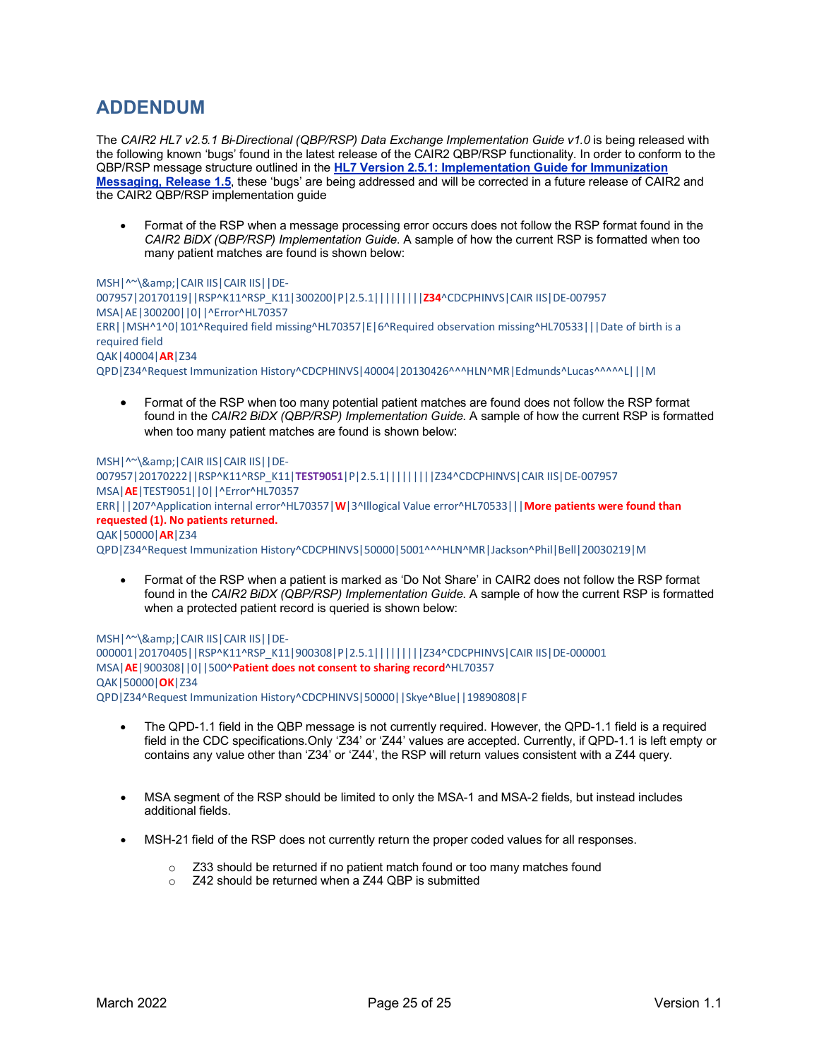# ADDENDUM

The *CAIR2 HL7 v2.5.1 Bi-Directional (QBP/RSP) Data Exchange Implementation Guide v1.0* is being released with the following known 'bugs' found in the latest release of the CAIR2 QBP/RSP functionality. In order to conform to the QBP/RSP message structure outlined in the **HL7 Version 2.5.1: Implementation Guide for Immunization Messaging, Release 1.5**, these 'bugs' are being addressed and will be corrected in a future release of CAIR2 and the CAIR2 QBP/RSP implementation guide

- Format of the RSP when a message processing error occurs does not follow the RSP format found in the *CAIR2 BiDX (QBP/RSP) Implementation Guide*. A sample of how the current RSP is formatted when too many patient matches are found is shown below:

```
MSH|^~\&amp;|CAIR IIS|CAIR IIS||DE-007957|20170119||RSP^K11^RSP_K11|300200|P|2.5.1||||||||Z34^CDCPHINVS|CAIR IIS|DE-007957
MSA|AE|300200||0||^Error^HL70357
ERR||MSH^1^0|101^Required field missing^HL70357|E|6^Required observation missing^HL70533|||Date of birth is a required field
QAK|40004|AR|Z34
QPD|Z34^Request Immunization History^CDCPHINVS|40004|20130426^^^HLN^MR|Edmunds^Lucas^^^^^L|||M
```

- Format of the RSP when too many potential patient matches are found does not follow the RSP format found in the *CAIR2 BiDX (QBP/RSP) Implementation Guide.* A sample of how the current RSP is formatted when too many patient matches are found is shown below:

```
MSH|^~\&amp;|CAIR IIS|CAIR IIS||DE-007957|20170222||RSP^K11^RSP_K11|TEST9051|P|2.5.1||||||||Z34^CDCPHINVS|CAIR IIS|DE-007957
MSA|AE|TEST9051||0||^Error^HL70357
ERR|||207^Application internal error^HL70357|W|3^Illogical Value error^HL70533|||More patients were found than requested (1). No patients returned.
QAK|50000|AR|Z34
QPD|Z34^Request Immunization History^CDCPHINVS|50000|5001^^^HLN^MR|Jackson^Phil|Bell|20030219|M
```

- Format of the RSP when a patient is marked as 'Do Not Share' in CAIR2 does not follow the RSP format found in the *CAIR2 BiDX (QBP/RSP) Implementation Guide.* A sample of how the current RSP is formatted when a protected patient record is queried is shown below:

```
MSH|^~\&amp;|CAIR IIS|CAIR IIS||DE-000001|20170405||RSP^K11^RSP_K11|900308|P|2.5.1||||||||Z34^CDCPHINVS|CAIR IIS|DE-000001
MSA|AE|900308||0||500^Patient does not consent to sharing record^HL70357
QAK|50000|OK|Z34
QPD|Z34^Request Immunization History^CDCPHINVS|50000||Skye^Blue||19890808|F
```

- The QPD-1.1 field in the QBP message is not currently required. However, the QPD-1.1 field is a required field in the CDC specifications.Only 'Z34' or 'Z44' values are accepted. Currently, if QPD-1.1 is left empty or contains any value other than 'Z34' or 'Z44', the RSP will return values consistent with a Z44 query.

- MSA segment of the RSP should be limited to only the MSA-1 and MSA-2 fields, but instead includes additional fields.

- MSH-21 field of the RSP does not currently return the proper coded values for all responses.
  - Z33 should be returned if no patient match found or too many matches found
  - Z42 should be returned when a Z44 QBP is submitted